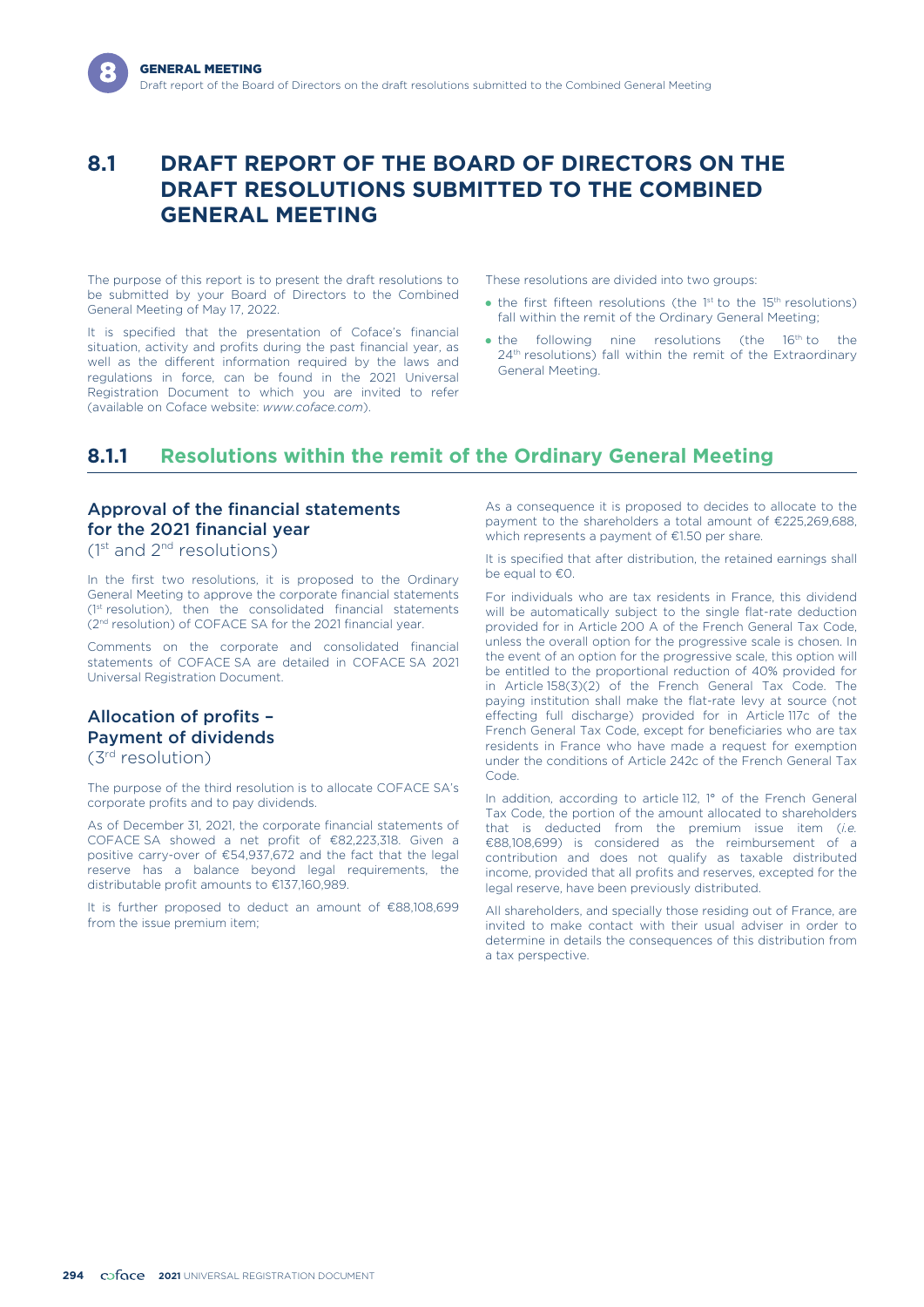# 8.1 DRAFT REPORT OF THE BOARD OF DIRECTORS ON THE DRAFT RESOLUTIONS SUBMITTED TO THE COMBINED GENERAL MEETING

The purpose of this report is to present the draft resolutions to be submitted by your Board of Directors to the Combined General Meeting of May 17, 2022.

It is specified that the presentation of Coface's financial situation, activity and profits during the past financial year, as well as the different information required by the laws and regulations in force, can be found in the 2021 Universal Registration Document to which you are invited to refer (available on Coface website: *www.coface.com*).

These resolutions are divided into two groups:

- the first fifteen resolutions (the 1st to the 15th resolutions) fall within the remit of the Ordinary General Meeting;
- the following nine resolutions (the 16th to the 24th resolutions) fall within the remit of the Extraordinary General Meeting.

## 8.1.1 Resolutions within the remit of the Ordinary General Meeting

### Approval of the financial statements for the 2021 financial year (1st and 2nd resolutions)

In the first two resolutions, it is proposed to the Ordinary General Meeting to approve the corporate financial statements (1st resolution), then the consolidated financial statements (2nd resolution) of COFACE SA for the 2021 financial year.

Comments on the corporate and consolidated financial statements of COFACE SA are detailed in COFACE SA 2021 Universal Registration Document.

### Allocation of profits – Payment of dividends (3rd resolution)

The purpose of the third resolution is to allocate COFACE SA's corporate profits and to pay dividends.

As of December 31, 2021, the corporate financial statements of COFACE SA showed a net profit of €82,223,318. Given a positive carry-over of €54,937,672 and the fact that the legal reserve has a balance beyond legal requirements, the distributable profit amounts to €137,160,989.

It is further proposed to deduct an amount of €88,108,699 from the issue premium item;

As a consequence it is proposed to decides to allocate to the payment to the shareholders a total amount of €225,269,688, which represents a payment of €1.50 per share.

It is specified that after distribution, the retained earnings shall be equal to €0.

For individuals who are tax residents in France, this dividend will be automatically subject to the single flat-rate deduction provided for in Article 200 A of the French General Tax Code, unless the overall option for the progressive scale is chosen. In the event of an option for the progressive scale, this option will be entitled to the proportional reduction of 40% provided for in Article 158(3)(2) of the French General Tax Code. The paying institution shall make the flat-rate levy at source (not effecting full discharge) provided for in Article 117c of the French General Tax Code, except for beneficiaries who are tax residents in France who have made a request for exemption under the conditions of Article 242c of the French General Tax Code.

In addition, according to article 112, 1° of the French General Tax Code, the portion of the amount allocated to shareholders that is deducted from the premium issue item (*i.e.* €88,108,699) is considered as the reimbursement of a contribution and does not qualify as taxable distributed income, provided that all profits and reserves, excepted for the legal reserve, have been previously distributed.

All shareholders, and specially those residing out of France, are invited to make contact with their usual adviser in order to determine in details the consequences of this distribution from a tax perspective.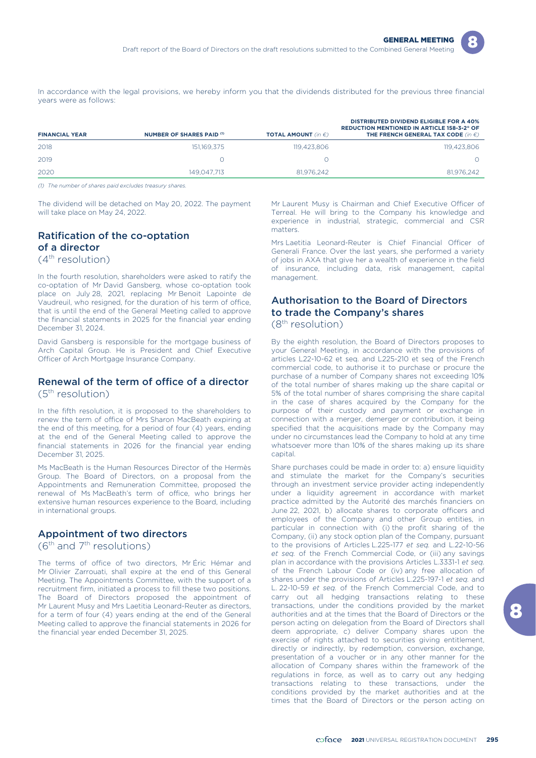In accordance with the legal provisions, we hereby inform you that the dividends distributed for the previous three financial years were as follows:

| FINANCIAL YEAR | NUMBER OF SHARES PAID [(1)] | TOTAL AMOUNT *(in €)* | DISTRIBUTED DIVIDEND ELIGIBLE FOR A 40% REDUCTION MENTIONED IN ARTICLE 158-3-2° OF THE FRENCH GENERAL TAX CODE *(in €)* |
|---|---|---|---|
| 2018 | 151,169,375 | 119,423,806 | 119,423,806 |
| 2019 | 0 | 0 | 0 |
| 2020 | 149,047,713 | 81,976,242 | 81,976,242 |

*(1) The number of shares paid excludes treasury shares.*

The dividend will be detached on May 20, 2022. The payment will take place on May 24, 2022.

## Ratification of the co-optation of a director

(4th resolution)

In the fourth resolution, shareholders were asked to ratify the co-optation of Mr David Gansberg, whose co-optation took place on July 28, 2021, replacing Mr Benoit Lapointe de Vaudreuil, who resigned, for the duration of his term of office, that is until the end of the General Meeting called to approve the financial statements in 2025 for the financial year ending December 31, 2024.

David Gansberg is responsible for the mortgage business of Arch Capital Group. He is President and Chief Executive Officer of Arch Mortgage Insurance Company.

## Renewal of the term of office of a director

(5th resolution)

In the fifth resolution, it is proposed to the shareholders to renew the term of office of Mrs Sharon MacBeath expiring at the end of this meeting, for a period of four (4) years, ending at the end of the General Meeting called to approve the financial statements in 2026 for the financial year ending December 31, 2025.

Ms MacBeath is the Human Resources Director of the Hermès Group. The Board of Directors, on a proposal from the Appointments and Remuneration Committee, proposed the renewal of Ms MacBeath's term of office, who brings her extensive human resources experience to the Board, including in international groups.

## Appointment of two directors

(6th and 7th resolutions)

The terms of office of two directors, Mr Éric Hémar and Mr Olivier Zarrouati, shall expire at the end of this General Meeting. The Appointments Committee, with the support of a recruitment firm, initiated a process to fill these two positions. The Board of Directors proposed the appointment of Mr Laurent Musy and Mrs Laetitia Leonard-Reuter as directors, for a term of four (4) years ending at the end of the General Meeting called to approve the financial statements in 2026 for the financial year ended December 31, 2025.

Mr Laurent Musy is Chairman and Chief Executive Officer of Terreal. He will bring to the Company his knowledge and experience in industrial, strategic, commercial and CSR matters.

Mrs Laetitia Leonard-Reuter is Chief Financial Officer of Generali France. Over the last years, she performed a variety of jobs in AXA that give her a wealth of experience in the field of insurance, including data, risk management, capital management.

## Authorisation to the Board of Directors to trade the Company's shares

(8th resolution)

By the eighth resolution, the Board of Directors proposes to your General Meeting, in accordance with the provisions of articles L22-10-62 et seq. and L225-210 et seq of the French commercial code, to authorise it to purchase or procure the purchase of a number of Company shares not exceeding 10% of the total number of shares making up the share capital or 5% of the total number of shares comprising the share capital in the case of shares acquired by the Company for the purpose of their custody and payment or exchange in connection with a merger, demerger or contribution, it being specified that the acquisitions made by the Company may under no circumstances lead the Company to hold at any time whatsoever more than 10% of the shares making up its share capital.

Share purchases could be made in order to: a) ensure liquidity and stimulate the market for the Company's securities through an investment service provider acting independently under a liquidity agreement in accordance with market practice admitted by the Autorité des marchés financiers on June 22, 2021, b) allocate shares to corporate officers and employees of the Company and other Group entities, in particular in connection with (i) the profit sharing of the Company, (ii) any stock option plan of the Company, pursuant to the provisions of Articles L.225-177 *et seq.* and L.22-10-56 *et seq.* of the French Commercial Code, or (iii) any savings plan in accordance with the provisions Articles L.3331-1 *et seq.* of the French Labour Code or (iv) any free allocation of shares under the provisions of Articles L.225-197-1 *et seq.* and L. 22-10-59 *et seq.* of the French Commercial Code, and to carry out all hedging transactions relating to these transactions, under the conditions provided by the market authorities and at the times that the Board of Directors or the person acting on delegation from the Board of Directors shall deem appropriate, c) deliver Company shares upon the exercise of rights attached to securities giving entitlement, directly or indirectly, by redemption, conversion, exchange, presentation of a voucher or in any other manner for the allocation of Company shares within the framework of the regulations in force, as well as to carry out any hedging transactions relating to these transactions, under the conditions provided by the market authorities and at the times that the Board of Directors or the person acting on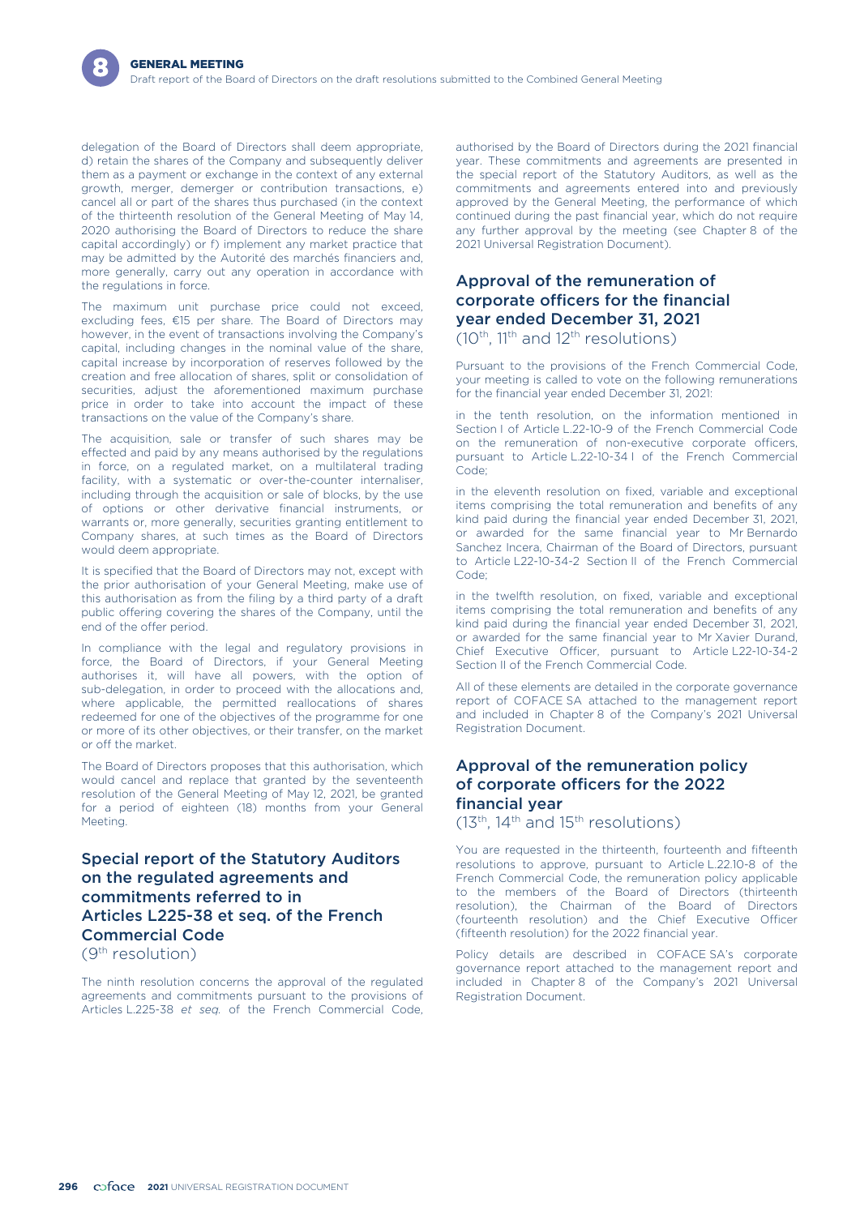delegation of the Board of Directors shall deem appropriate, d) retain the shares of the Company and subsequently deliver them as a payment or exchange in the context of any external growth, merger, demerger or contribution transactions, e) cancel all or part of the shares thus purchased (in the context of the thirteenth resolution of the General Meeting of May 14, 2020 authorising the Board of Directors to reduce the share capital accordingly) or f) implement any market practice that may be admitted by the Autorité des marchés financiers and, more generally, carry out any operation in accordance with the regulations in force.

The maximum unit purchase price could not exceed, excluding fees, €15 per share. The Board of Directors may however, in the event of transactions involving the Company's capital, including changes in the nominal value of the share, capital increase by incorporation of reserves followed by the creation and free allocation of shares, split or consolidation of securities, adjust the aforementioned maximum purchase price in order to take into account the impact of these transactions on the value of the Company's share.

The acquisition, sale or transfer of such shares may be effected and paid by any means authorised by the regulations in force, on a regulated market, on a multilateral trading facility, with a systematic or over-the-counter internaliser, including through the acquisition or sale of blocks, by the use of options or other derivative financial instruments, or warrants or, more generally, securities granting entitlement to Company shares, at such times as the Board of Directors would deem appropriate.

It is specified that the Board of Directors may not, except with the prior authorisation of your General Meeting, make use of this authorisation as from the filing by a third party of a draft public offering covering the shares of the Company, until the end of the offer period.

In compliance with the legal and regulatory provisions in force, the Board of Directors, if your General Meeting authorises it, will have all powers, with the option of sub-delegation, in order to proceed with the allocations and, where applicable, the permitted reallocations of shares redeemed for one of the objectives of the programme for one or more of its other objectives, or their transfer, on the market or off the market.

The Board of Directors proposes that this authorisation, which would cancel and replace that granted by the seventeenth resolution of the General Meeting of May 12, 2021, be granted for a period of eighteen (18) months from your General Meeting.

## Special report of the Statutory Auditors on the regulated agreements and commitments referred to in Articles L225-38 et seq. of the French Commercial Code

(9th resolution)

The ninth resolution concerns the approval of the regulated agreements and commitments pursuant to the provisions of Articles L.225-38 *et seq.* of the French Commercial Code, authorised by the Board of Directors during the 2021 financial year. These commitments and agreements are presented in the special report of the Statutory Auditors, as well as the commitments and agreements entered into and previously approved by the General Meeting, the performance of which continued during the past financial year, which do not require any further approval by the meeting (see Chapter 8 of the 2021 Universal Registration Document).

## Approval of the remuneration of corporate officers for the financial year ended December 31, 2021

(10th, 11th and 12th resolutions)

Pursuant to the provisions of the French Commercial Code, your meeting is called to vote on the following remunerations for the financial year ended December 31, 2021:

in the tenth resolution, on the information mentioned in Section I of Article L.22-10-9 of the French Commercial Code on the remuneration of non-executive corporate officers, pursuant to Article L.22-10-34 I of the French Commercial Code;

in the eleventh resolution on fixed, variable and exceptional items comprising the total remuneration and benefits of any kind paid during the financial year ended December 31, 2021, or awarded for the same financial year to Mr Bernardo Sanchez Incera, Chairman of the Board of Directors, pursuant to Article L22-10-34-2 Section II of the French Commercial Code;

in the twelfth resolution, on fixed, variable and exceptional items comprising the total remuneration and benefits of any kind paid during the financial year ended December 31, 2021, or awarded for the same financial year to Mr Xavier Durand, Chief Executive Officer, pursuant to Article L22-10-34-2 Section II of the French Commercial Code.

All of these elements are detailed in the corporate governance report of COFACE SA attached to the management report and included in Chapter 8 of the Company's 2021 Universal Registration Document.

## Approval of the remuneration policy of corporate officers for the 2022 financial year

(13th, 14th and 15th resolutions)

You are requested in the thirteenth, fourteenth and fifteenth resolutions to approve, pursuant to Article L.22.10-8 of the French Commercial Code, the remuneration policy applicable to the members of the Board of Directors (thirteenth resolution), the Chairman of the Board of Directors (fourteenth resolution) and the Chief Executive Officer (fifteenth resolution) for the 2022 financial year.

Policy details are described in COFACE SA's corporate governance report attached to the management report and included in Chapter 8 of the Company's 2021 Universal Registration Document.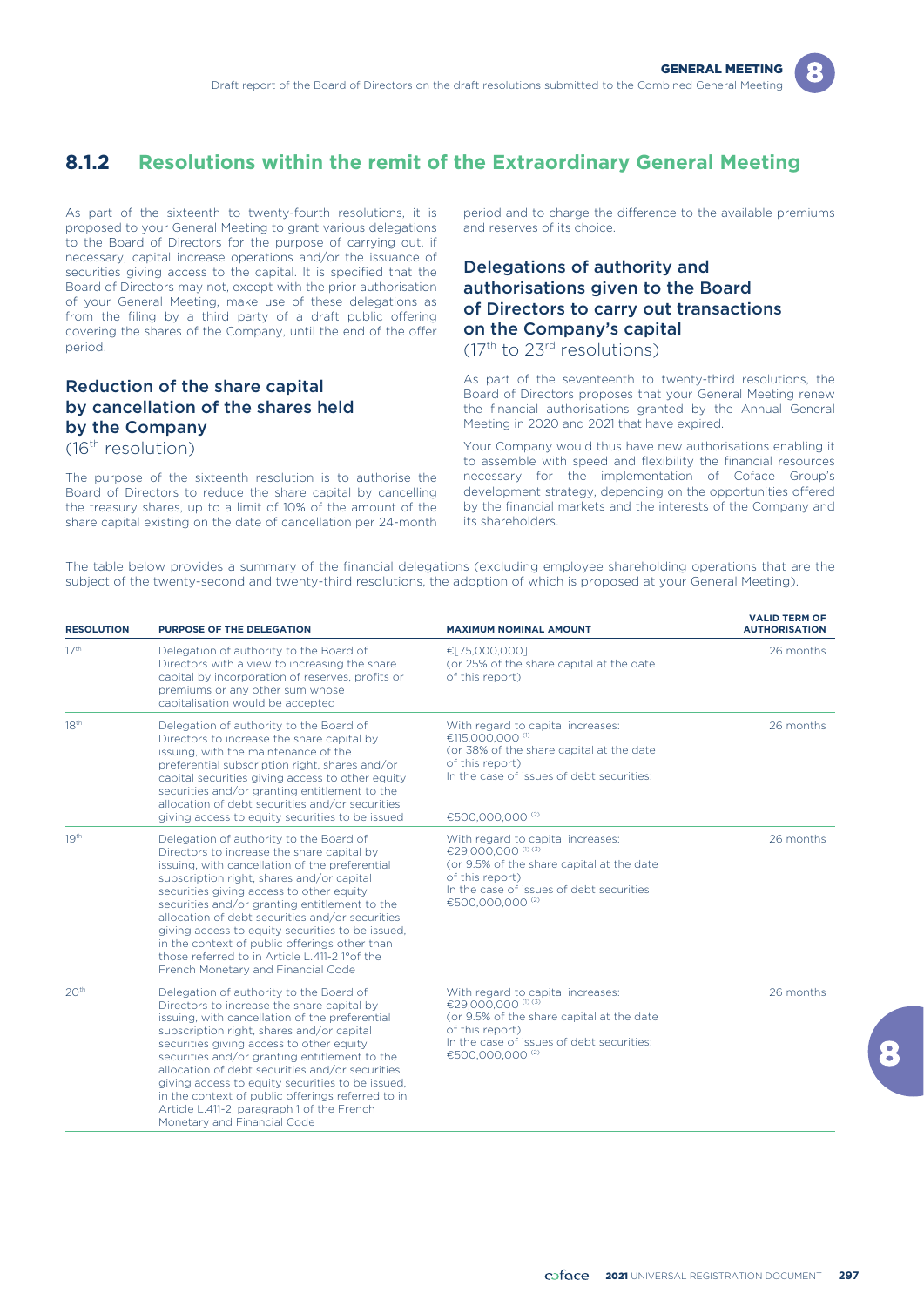## 8.1.2 Resolutions within the remit of the Extraordinary General Meeting

As part of the sixteenth to twenty-fourth resolutions, it is proposed to your General Meeting to grant various delegations to the Board of Directors for the purpose of carrying out, if necessary, capital increase operations and/or the issuance of securities giving access to the capital. It is specified that the Board of Directors may not, except with the prior authorisation of your General Meeting, make use of these delegations as from the filing by a third party of a draft public offering covering the shares of the Company, until the end of the offer period.

### Reduction of the share capital by cancellation of the shares held by the Company
(16th resolution)

The purpose of the sixteenth resolution is to authorise the Board of Directors to reduce the share capital by cancelling the treasury shares, up to a limit of 10% of the amount of the share capital existing on the date of cancellation per 24-month period and to charge the difference to the available premiums and reserves of its choice.

### Delegations of authority and authorisations given to the Board of Directors to carry out transactions on the Company's capital
(17th to 23rd resolutions)

As part of the seventeenth to twenty-third resolutions, the Board of Directors proposes that your General Meeting renew the financial authorisations granted by the Annual General Meeting in 2020 and 2021 that have expired.

Your Company would thus have new authorisations enabling it to assemble with speed and flexibility the financial resources necessary for the implementation of Coface Group's development strategy, depending on the opportunities offered by the financial markets and the interests of the Company and its shareholders.

The table below provides a summary of the financial delegations (excluding employee shareholding operations that are the subject of the twenty-second and twenty-third resolutions, the adoption of which is proposed at your General Meeting).

| RESOLUTION | PURPOSE OF THE DELEGATION | MAXIMUM NOMINAL AMOUNT | VALID TERM OF AUTHORISATION |
|---|---|---|---|
| 17th | Delegation of authority to the Board of Directors with a view to increasing the share capital by incorporation of reserves, profits or premiums or any other sum whose capitalisation would be accepted | €[75,000,000] (or 25% of the share capital at the date of this report) | 26 months |
| 18th | Delegation of authority to the Board of Directors to increase the share capital by issuing, with the maintenance of the preferential subscription right, shares and/or capital securities giving access to other equity securities and/or granting entitlement to the allocation of debt securities and/or securities giving access to equity securities to be issued | With regard to capital increases: €115,000,000 (1) (or 38% of the share capital at the date of this report) In the case of issues of debt securities: €500,000,000 (2) | 26 months |
| 19th | Delegation of authority to the Board of Directors to increase the share capital by issuing, with cancellation of the preferential subscription right, shares and/or capital securities giving access to other equity securities and/or granting entitlement to the allocation of debt securities and/or securities giving access to equity securities to be issued, in the context of public offerings other than those referred to in Article L.411-2 1°of the French Monetary and Financial Code | With regard to capital increases: €29,000,000 (1) (3) (or 9.5% of the share capital at the date of this report) In the case of issues of debt securities €500,000,000 (2) | 26 months |
| 20th | Delegation of authority to the Board of Directors to increase the share capital by issuing, with cancellation of the preferential subscription right, shares and/or capital securities giving access to other equity securities and/or granting entitlement to the allocation of debt securities and/or securities giving access to equity securities to be issued, in the context of public offerings referred to in Article L.411-2, paragraph 1 of the French Monetary and Financial Code | With regard to capital increases: €29,000,000 (1) (3) (or 9.5% of the share capital at the date of this report) In the case of issues of debt securities: €500,000,000 (2) | 26 months |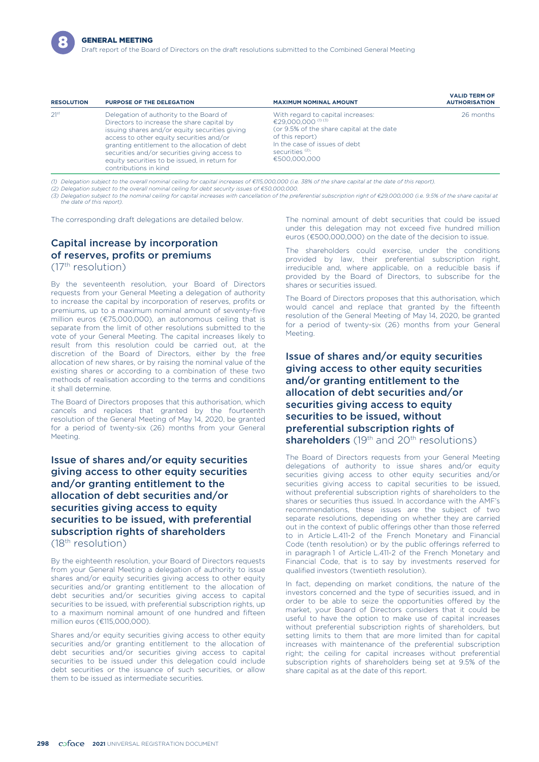| RESOLUTION | PURPOSE OF THE DELEGATION | MAXIMUM NOMINAL AMOUNT | VALID TERM OF AUTHORISATION |
|---|---|---|---|
| 21st | Delegation of authority to the Board of Directors to increase the share capital by issuing shares and/or equity securities giving access to other equity securities and/or granting entitlement to the allocation of debt securities and/or securities giving access to equity securities to be issued, in return for contributions in kind | With regard to capital increases: €29,000,000 (1) (3) (or 9.5% of the share capital at the date of this report) In the case of issues of debt securities (2): €500,000,000 | 26 months |

*(1) Delegation subject to the overall nominal ceiling for capital increases of €115,000,000 (i.e. 38% of the share capital at the date of this report).*
*(2) Delegation subject to the overall nominal ceiling for debt security issues of €50,000,000.*
*(3) Delegation subject to the nominal ceiling for capital increases with cancellation of the preferential subscription right of €29,000,000 (i.e. 9.5% of the share capital at the date of this report).*

The corresponding draft delegations are detailed below.

## Capital increase by incorporation of reserves, profits or premiums (17th resolution)

By the seventeenth resolution, your Board of Directors requests from your General Meeting a delegation of authority to increase the capital by incorporation of reserves, profits or premiums, up to a maximum nominal amount of seventy-five million euros (€75,000,000), an autonomous ceiling that is separate from the limit of other resolutions submitted to the vote of your General Meeting. The capital increases likely to result from this resolution could be carried out, at the discretion of the Board of Directors, either by the free allocation of new shares, or by raising the nominal value of the existing shares or according to a combination of these two methods of realisation according to the terms and conditions it shall determine.

The Board of Directors proposes that this authorisation, which cancels and replaces that granted by the fourteenth resolution of the General Meeting of May 14, 2020, be granted for a period of twenty-six (26) months from your General Meeting.

## Issue of shares and/or equity securities giving access to other equity securities and/or granting entitlement to the allocation of debt securities and/or securities giving access to equity securities to be issued, with preferential subscription rights of shareholders (18th resolution)

By the eighteenth resolution, your Board of Directors requests from your General Meeting a delegation of authority to issue shares and/or equity securities giving access to other equity securities and/or granting entitlement to the allocation of debt securities and/or securities giving access to capital securities to be issued, with preferential subscription rights, up to a maximum nominal amount of one hundred and fifteen million euros (€115,000,000).

Shares and/or equity securities giving access to other equity securities and/or granting entitlement to the allocation of debt securities and/or securities giving access to capital securities to be issued under this delegation could include debt securities or the issuance of such securities, or allow them to be issued as intermediate securities.

The nominal amount of debt securities that could be issued under this delegation may not exceed five hundred million euros (€500,000,000) on the date of the decision to issue.

The shareholders could exercise, under the conditions provided by law, their preferential subscription right, irreducible and, where applicable, on a reducible basis if provided by the Board of Directors, to subscribe for the shares or securities issued.

The Board of Directors proposes that this authorisation, which would cancel and replace that granted by the fifteenth resolution of the General Meeting of May 14, 2020, be granted for a period of twenty-six (26) months from your General Meeting.

## Issue of shares and/or equity securities giving access to other equity securities and/or granting entitlement to the allocation of debt securities and/or securities giving access to equity securities to be issued, without preferential subscription rights of shareholders (19th and 20th resolutions)

The Board of Directors requests from your General Meeting delegations of authority to issue shares and/or equity securities giving access to other equity securities and/or securities giving access to capital securities to be issued, without preferential subscription rights of shareholders to the shares or securities thus issued. In accordance with the AMF's recommendations, these issues are the subject of two separate resolutions, depending on whether they are carried out in the context of public offerings other than those referred to in Article L.411-2 of the French Monetary and Financial Code (tenth resolution) or by the public offerings referred to in paragraph 1 of Article L.411-2 of the French Monetary and Financial Code, that is to say by investments reserved for qualified investors (twentieth resolution).

In fact, depending on market conditions, the nature of the investors concerned and the type of securities issued, and in order to be able to seize the opportunities offered by the market, your Board of Directors considers that it could be useful to have the option to make use of capital increases without preferential subscription rights of shareholders, but setting limits to them that are more limited than for capital increases with maintenance of the preferential subscription right; the ceiling for capital increases without preferential subscription rights of shareholders being set at 9.5% of the share capital as at the date of this report.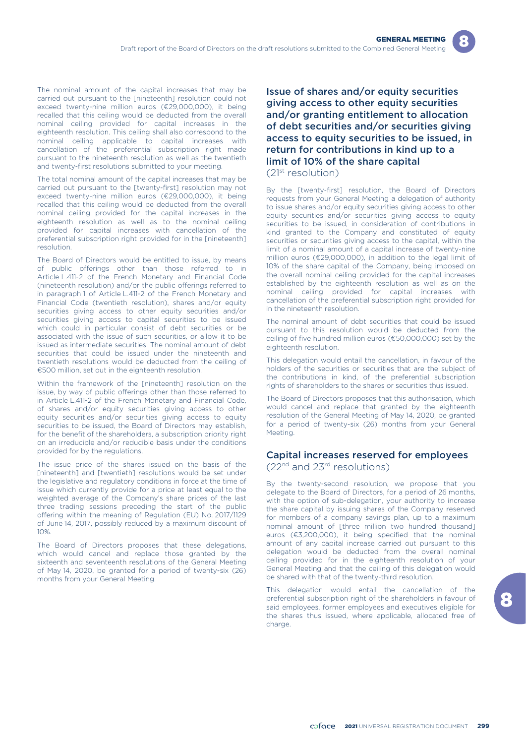The nominal amount of the capital increases that may be carried out pursuant to the [nineteenth] resolution could not exceed twenty-nine million euros (€29,000,000), it being recalled that this ceiling would be deducted from the overall nominal ceiling provided for capital increases in the eighteenth resolution. This ceiling shall also correspond to the nominal ceiling applicable to capital increases with cancellation of the preferential subscription right made pursuant to the nineteenth resolution as well as the twentieth and twenty-first resolutions submitted to your meeting.

The total nominal amount of the capital increases that may be carried out pursuant to the [twenty-first] resolution may not exceed twenty-nine million euros (€29,000,000), it being recalled that this ceiling would be deducted from the overall nominal ceiling provided for the capital increases in the eighteenth resolution as well as to the nominal ceiling provided for capital increases with cancellation of the preferential subscription right provided for in the [nineteenth] resolution.

The Board of Directors would be entitled to issue, by means of public offerings other than those referred to in Article L.411-2 of the French Monetary and Financial Code (nineteenth resolution) and/or the public offerings referred to in paragraph 1 of Article L.411-2 of the French Monetary and Financial Code (twentieth resolution), shares and/or equity securities giving access to other equity securities and/or securities giving access to capital securities to be issued which could in particular consist of debt securities or be associated with the issue of such securities, or allow it to be issued as intermediate securities. The nominal amount of debt securities that could be issued under the nineteenth and twentieth resolutions would be deducted from the ceiling of €500 million, set out in the eighteenth resolution.

Within the framework of the [nineteenth] resolution on the issue, by way of public offerings other than those referred to in Article L.411-2 of the French Monetary and Financial Code, of shares and/or equity securities giving access to other equity securities and/or securities giving access to equity securities to be issued, the Board of Directors may establish, for the benefit of the shareholders, a subscription priority right on an irreducible and/or reducible basis under the conditions provided for by the regulations.

The issue price of the shares issued on the basis of the [nineteenth] and [twentieth] resolutions would be set under the legislative and regulatory conditions in force at the time of issue which currently provide for a price at least equal to the weighted average of the Company's share prices of the last three trading sessions preceding the start of the public offering within the meaning of Regulation (EU) No. 2017/1129 of June 14, 2017, possibly reduced by a maximum discount of 10%.

The Board of Directors proposes that these delegations, which would cancel and replace those granted by the sixteenth and seventeenth resolutions of the General Meeting of May 14, 2020, be granted for a period of twenty-six (26) months from your General Meeting.

## Issue of shares and/or equity securities giving access to other equity securities and/or granting entitlement to allocation of debt securities and/or securities giving access to equity securities to be issued, in return for contributions in kind up to a limit of 10% of the share capital

(21st resolution)

By the [twenty-first] resolution, the Board of Directors requests from your General Meeting a delegation of authority to issue shares and/or equity securities giving access to other equity securities and/or securities giving access to equity securities to be issued, in consideration of contributions in kind granted to the Company and constituted of equity securities or securities giving access to the capital, within the limit of a nominal amount of a capital increase of twenty-nine million euros (€29,000,000), in addition to the legal limit of 10% of the share capital of the Company, being imposed on the overall nominal ceiling provided for the capital increases established by the eighteenth resolution as well as on the nominal ceiling provided for capital increases with cancellation of the preferential subscription right provided for in the nineteenth resolution.

The nominal amount of debt securities that could be issued pursuant to this resolution would be deducted from the ceiling of five hundred million euros (€50,000,000) set by the eighteenth resolution.

This delegation would entail the cancellation, in favour of the holders of the securities or securities that are the subject of the contributions in kind, of the preferential subscription rights of shareholders to the shares or securities thus issued.

The Board of Directors proposes that this authorisation, which would cancel and replace that granted by the eighteenth resolution of the General Meeting of May 14, 2020, be granted for a period of twenty-six (26) months from your General Meeting.

## Capital increases reserved for employees

(22nd and 23rd resolutions)

By the twenty-second resolution, we propose that you delegate to the Board of Directors, for a period of 26 months, with the option of sub-delegation, your authority to increase the share capital by issuing shares of the Company reserved for members of a company savings plan, up to a maximum nominal amount of [three million two hundred thousand] euros (€3,200,000), it being specified that the nominal amount of any capital increase carried out pursuant to this delegation would be deducted from the overall nominal ceiling provided for in the eighteenth resolution of your General Meeting and that the ceiling of this delegation would be shared with that of the twenty-third resolution.

This delegation would entail the cancellation of the preferential subscription right of the shareholders in favour of said employees, former employees and executives eligible for the shares thus issued, where applicable, allocated free of charge.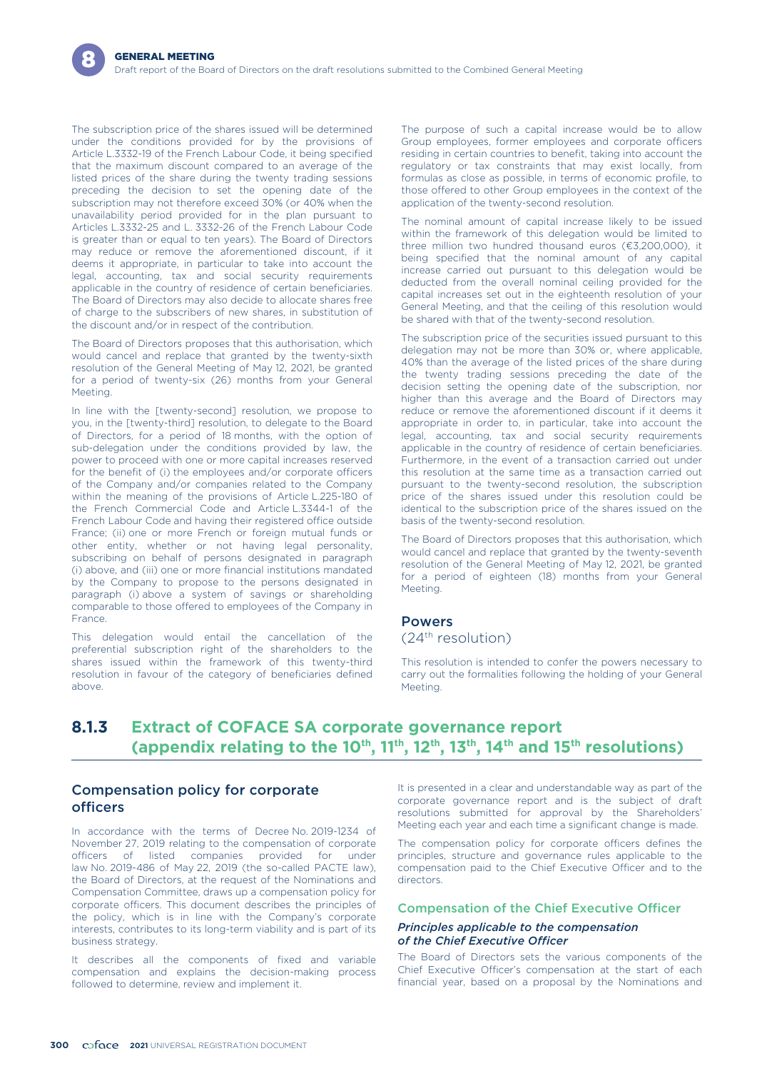The subscription price of the shares issued will be determined under the conditions provided for by the provisions of Article L.3332-19 of the French Labour Code, it being specified that the maximum discount compared to an average of the listed prices of the share during the twenty trading sessions preceding the decision to set the opening date of the subscription may not therefore exceed 30% (or 40% when the unavailability period provided for in the plan pursuant to Articles L.3332-25 and L. 3332-26 of the French Labour Code is greater than or equal to ten years). The Board of Directors may reduce or remove the aforementioned discount, if it deems it appropriate, in particular to take into account the legal, accounting, tax and social security requirements applicable in the country of residence of certain beneficiaries. The Board of Directors may also decide to allocate shares free of charge to the subscribers of new shares, in substitution of the discount and/or in respect of the contribution.

The Board of Directors proposes that this authorisation, which would cancel and replace that granted by the twenty-sixth resolution of the General Meeting of May 12, 2021, be granted for a period of twenty-six (26) months from your General Meeting.

In line with the [twenty-second] resolution, we propose to you, in the [twenty-third] resolution, to delegate to the Board of Directors, for a period of 18 months, with the option of sub-delegation under the conditions provided by law, the power to proceed with one or more capital increases reserved for the benefit of (i) the employees and/or corporate officers of the Company and/or companies related to the Company within the meaning of the provisions of Article L.225-180 of the French Commercial Code and Article L.3344-1 of the French Labour Code and having their registered office outside France; (ii) one or more French or foreign mutual funds or other entity, whether or not having legal personality, subscribing on behalf of persons designated in paragraph (i) above, and (iii) one or more financial institutions mandated by the Company to propose to the persons designated in paragraph (i) above a system of savings or shareholding comparable to those offered to employees of the Company in France.

This delegation would entail the cancellation of the preferential subscription right of the shareholders to the shares issued within the framework of this twenty-third resolution in favour of the category of beneficiaries defined above.

The purpose of such a capital increase would be to allow Group employees, former employees and corporate officers residing in certain countries to benefit, taking into account the regulatory or tax constraints that may exist locally, from formulas as close as possible, in terms of economic profile, to those offered to other Group employees in the context of the application of the twenty-second resolution.

The nominal amount of capital increase likely to be issued within the framework of this delegation would be limited to three million two hundred thousand euros (€3,200,000), it being specified that the nominal amount of any capital increase carried out pursuant to this delegation would be deducted from the overall nominal ceiling provided for the capital increases set out in the eighteenth resolution of your General Meeting, and that the ceiling of this resolution would be shared with that of the twenty-second resolution.

The subscription price of the securities issued pursuant to this delegation may not be more than 30% or, where applicable, 40% than the average of the listed prices of the share during the twenty trading sessions preceding the date of the decision setting the opening date of the subscription, nor higher than this average and the Board of Directors may reduce or remove the aforementioned discount if it deems it appropriate in order to, in particular, take into account the legal, accounting, tax and social security requirements applicable in the country of residence of certain beneficiaries. Furthermore, in the event of a transaction carried out under this resolution at the same time as a transaction carried out pursuant to the twenty-second resolution, the subscription price of the shares issued under this resolution could be identical to the subscription price of the shares issued on the basis of the twenty-second resolution.

The Board of Directors proposes that this authorisation, which would cancel and replace that granted by the twenty-seventh resolution of the General Meeting of May 12, 2021, be granted for a period of eighteen (18) months from your General Meeting.

## Powers

(24th resolution)

This resolution is intended to confer the powers necessary to carry out the formalities following the holding of your General Meeting.

## 8.1.3 Extract of COFACE SA corporate governance report (appendix relating to the 10th, 11th, 12th, 13th, 14th and 15th resolutions)

### Compensation policy for corporate officers

In accordance with the terms of Decree No. 2019-1234 of November 27, 2019 relating to the compensation of corporate officers of listed companies provided for under law No. 2019-486 of May 22, 2019 (the so-called PACTE law), the Board of Directors, at the request of the Nominations and Compensation Committee, draws up a compensation policy for corporate officers. This document describes the principles of the policy, which is in line with the Company's corporate interests, contributes to its long-term viability and is part of its business strategy.

It describes all the components of fixed and variable compensation and explains the decision-making process followed to determine, review and implement it.

It is presented in a clear and understandable way as part of the corporate governance report and is the subject of draft resolutions submitted for approval by the Shareholders' Meeting each year and each time a significant change is made.

The compensation policy for corporate officers defines the principles, structure and governance rules applicable to the compensation paid to the Chief Executive Officer and to the directors.

#### Compensation of the Chief Executive Officer

##### *Principles applicable to the compensation of the Chief Executive Officer*

The Board of Directors sets the various components of the Chief Executive Officer's compensation at the start of each financial year, based on a proposal by the Nominations and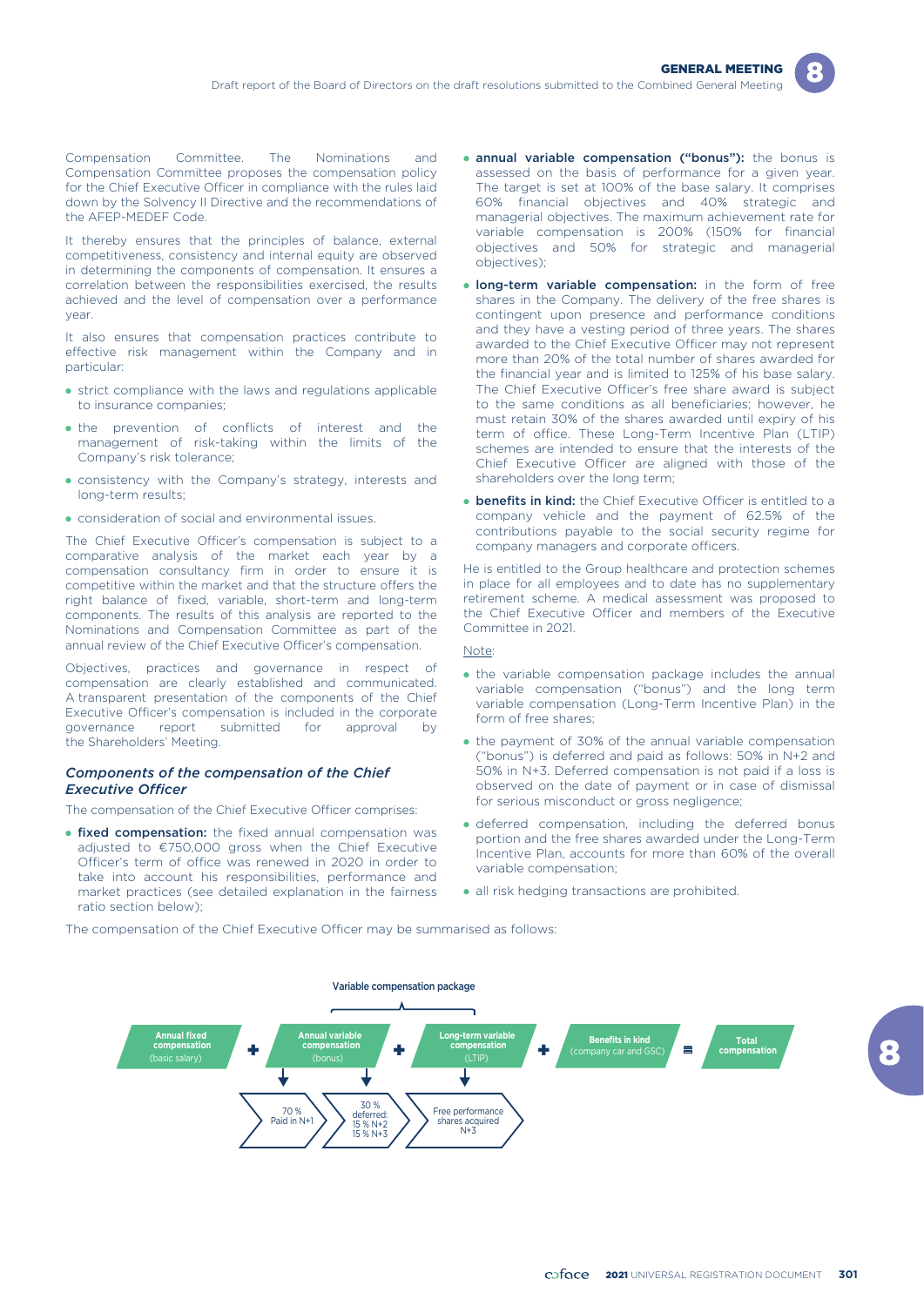Compensation Committee. The Nominations and Compensation Committee proposes the compensation policy for the Chief Executive Officer in compliance with the rules laid down by the Solvency II Directive and the recommendations of the AFEP-MEDEF Code.

It thereby ensures that the principles of balance, external competitiveness, consistency and internal equity are observed in determining the components of compensation. It ensures a correlation between the responsibilities exercised, the results achieved and the level of compensation over a performance year.

It also ensures that compensation practices contribute to effective risk management within the Company and in particular:

- strict compliance with the laws and regulations applicable to insurance companies;
- the prevention of conflicts of interest and the management of risk-taking within the limits of the Company's risk tolerance;
- consistency with the Company's strategy, interests and long-term results;
- consideration of social and environmental issues.

The Chief Executive Officer's compensation is subject to a comparative analysis of the market each year by a compensation consultancy firm in order to ensure it is competitive within the market and that the structure offers the right balance of fixed, variable, short-term and long-term components. The results of this analysis are reported to the Nominations and Compensation Committee as part of the annual review of the Chief Executive Officer's compensation.

Objectives, practices and governance in respect of compensation are clearly established and communicated. A transparent presentation of the components of the Chief Executive Officer's compensation is included in the corporate governance report submitted for approval by the Shareholders' Meeting.

### *Components of the compensation of the Chief Executive Officer*

The compensation of the Chief Executive Officer comprises:

- **fixed compensation:** the fixed annual compensation was adjusted to €750,000 gross when the Chief Executive Officer's term of office was renewed in 2020 in order to take into account his responsibilities, performance and market practices (see detailed explanation in the fairness ratio section below);
- **annual variable compensation ("bonus"):** the bonus is assessed on the basis of performance for a given year. The target is set at 100% of the base salary. It comprises 60% financial objectives and 40% strategic and managerial objectives. The maximum achievement rate for variable compensation is 200% (150% for financial objectives and 50% for strategic and managerial objectives);
- **long-term variable compensation:** in the form of free shares in the Company. The delivery of the free shares is contingent upon presence and performance conditions and they have a vesting period of three years. The shares awarded to the Chief Executive Officer may not represent more than 20% of the total number of shares awarded for the financial year and is limited to 125% of his base salary. The Chief Executive Officer's free share award is subject to the same conditions as all beneficiaries; however, he must retain 30% of the shares awarded until expiry of his term of office. These Long-Term Incentive Plan (LTIP) schemes are intended to ensure that the interests of the Chief Executive Officer are aligned with those of the shareholders over the long term;
- **benefits in kind:** the Chief Executive Officer is entitled to a company vehicle and the payment of 62.5% of the contributions payable to the social security regime for company managers and corporate officers.

He is entitled to the Group healthcare and protection schemes in place for all employees and to date has no supplementary retirement scheme. A medical assessment was proposed to the Chief Executive Officer and members of the Executive Committee in 2021.

Note:

- the variable compensation package includes the annual variable compensation ("bonus") and the long term variable compensation (Long-Term Incentive Plan) in the form of free shares;
- the payment of 30% of the annual variable compensation ("bonus") is deferred and paid as follows: 50% in N+2 and 50% in N+3. Deferred compensation is not paid if a loss is observed on the date of payment or in case of dismissal for serious misconduct or gross negligence;
- deferred compensation, including the deferred bonus portion and the free shares awarded under the Long-Term Incentive Plan, accounts for more than 60% of the overall variable compensation;
- all risk hedging transactions are prohibited.

The compensation of the Chief Executive Officer may be summarised as follows:

**Variable compensation package** (Annual variable compensation + Long-term variable compensation)

**Annual fixed compensation** (basic salary) + **Annual variable compensation** (bonus) + **Long-term variable compensation** (LTIP) + **Benefits in kind** (company car and GSC) = **Total compensation**

- Annual variable compensation (bonus): 70 % Paid in N+1; 30 % deferred: 15 % N+2, 15 % N+3
- Long-term variable compensation (LTIP): Free performance shares acquired N+3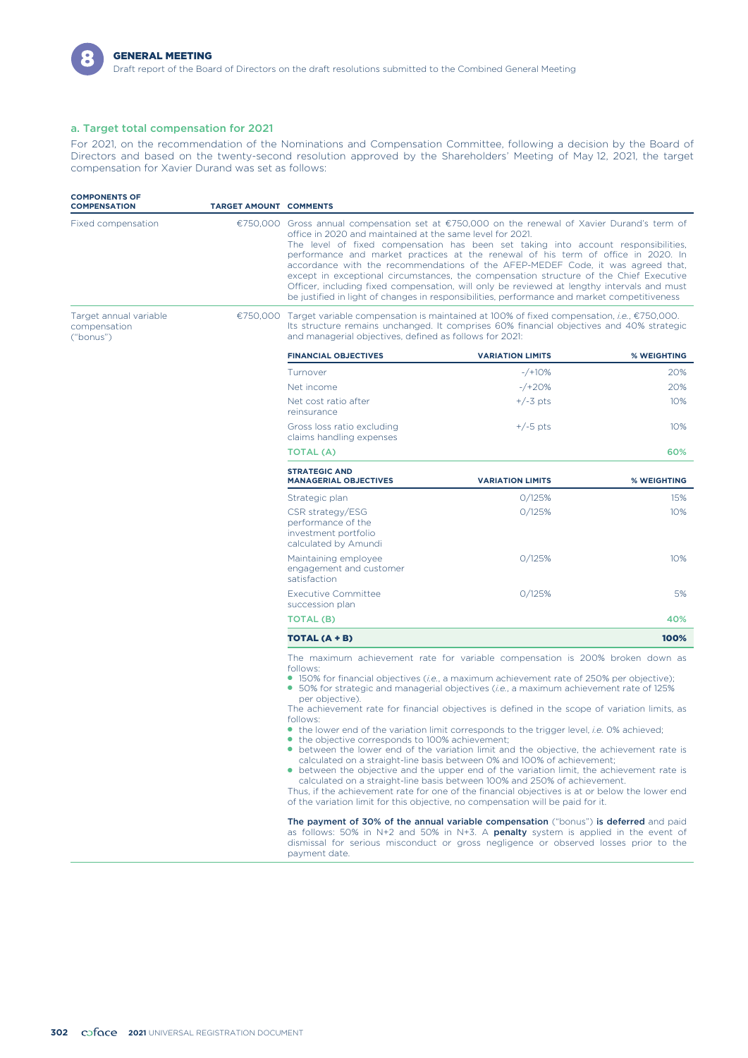### a. Target total compensation for 2021

For 2021, on the recommendation of the Nominations and Compensation Committee, following a decision by the Board of Directors and based on the twenty-second resolution approved by the Shareholders' Meeting of May 12, 2021, the target compensation for Xavier Durand was set as follows:

| COMPONENTS OF COMPENSATION | TARGET AMOUNT | COMMENTS |
|---|---|---|
| Fixed compensation | €750,000 | Gross annual compensation set at €750,000 on the renewal of Xavier Durand's term of office in 2020 and maintained at the same level for 2021. The level of fixed compensation has been set taking into account responsibilities, performance and market practices at the renewal of his term of office in 2020. In accordance with the recommendations of the AFEP-MEDEF Code, it was agreed that, except in exceptional circumstances, the compensation structure of the Chief Executive Officer, including fixed compensation, will only be reviewed at lengthy intervals and must be justified in light of changes in responsibilities, performance and market competitiveness |
| Target annual variable compensation ("bonus") | €750,000 | Target variable compensation is maintained at 100% of fixed compensation, *i.e.*, €750,000. Its structure remains unchanged. It comprises 60% financial objectives and 40% strategic and managerial objectives, defined as follows for 2021: |

| FINANCIAL OBJECTIVES | VARIATION LIMITS | % WEIGHTING |
|---|---|---|
| Turnover | -/+10% | 20% |
| Net income | -/+20% | 20% |
| Net cost ratio after reinsurance | +/-3 pts | 10% |
| Gross loss ratio excluding claims handling expenses | +/-5 pts | 10% |
| **TOTAL (A)** | | **60%** |
| **STRATEGIC AND MANAGERIAL OBJECTIVES** | **VARIATION LIMITS** | **% WEIGHTING** |
| Strategic plan | 0/125% | 15% |
| CSR strategy/ESG performance of the investment portfolio calculated by Amundi | 0/125% | 10% |
| Maintaining employee engagement and customer satisfaction | 0/125% | 10% |
| Executive Committee succession plan | 0/125% | 5% |
| **TOTAL (B)** | | **40%** |
| **TOTAL (A + B)** | | **100%** |

The maximum achievement rate for variable compensation is 200% broken down as follows:

- 150% for financial objectives (*i.e.*, a maximum achievement rate of 250% per objective);
- 50% for strategic and managerial objectives (*i.e.*, a maximum achievement rate of 125% per objective).

The achievement rate for financial objectives is defined in the scope of variation limits, as follows:

- the lower end of the variation limit corresponds to the trigger level, *i.e.* 0% achieved;
- the objective corresponds to 100% achievement;
- between the lower end of the variation limit and the objective, the achievement rate is calculated on a straight-line basis between 0% and 100% of achievement;
- between the objective and the upper end of the variation limit, the achievement rate is calculated on a straight-line basis between 100% and 250% of achievement.

Thus, if the achievement rate for one of the financial objectives is at or below the lower end of the variation limit for this objective, no compensation will be paid for it.

**The payment of 30% of the annual variable compensation** ("bonus") **is deferred** and paid as follows: 50% in N+2 and 50% in N+3. A **penalty** system is applied in the event of dismissal for serious misconduct or gross negligence or observed losses prior to the payment date.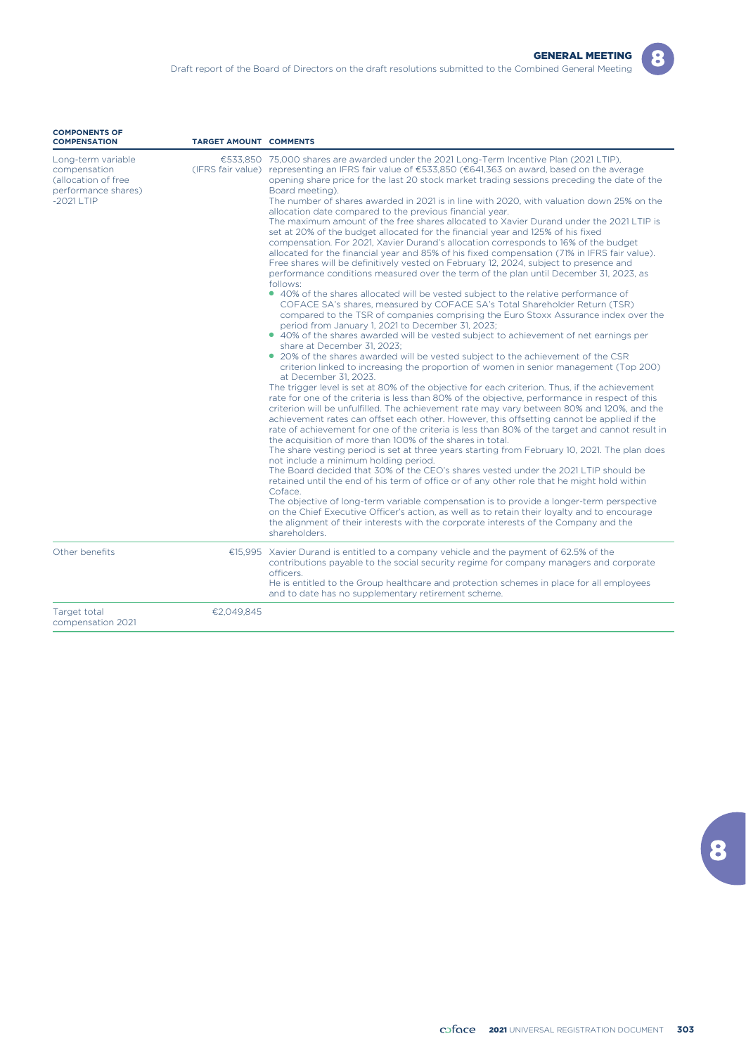| COMPONENTS OF COMPENSATION | TARGET AMOUNT | COMMENTS |
|---|---|---|
| Long-term variable compensation (allocation of free performance shares) -2021 LTIP | €533,850 (IFRS fair value) | 75,000 shares are awarded under the 2021 Long-Term Incentive Plan (2021 LTIP), representing an IFRS fair value of €533,850 (€641,363 on award, based on the average opening share price for the last 20 stock market trading sessions preceding the date of the Board meeting).<br>The number of shares awarded in 2021 is in line with 2020, with valuation down 25% on the allocation date compared to the previous financial year.<br>The maximum amount of the free shares allocated to Xavier Durand under the 2021 LTIP is set at 20% of the budget allocated for the financial year and 125% of his fixed compensation. For 2021, Xavier Durand's allocation corresponds to 16% of the budget allocated for the financial year and 85% of his fixed compensation (71% in IFRS fair value).<br>Free shares will be definitively vested on February 12, 2024, subject to presence and performance conditions measured over the term of the plan until December 31, 2023, as follows:<br>• 40% of the shares allocated will be vested subject to the relative performance of COFACE SA's shares, measured by COFACE SA's Total Shareholder Return (TSR) compared to the TSR of companies comprising the Euro Stoxx Assurance index over the period from January 1, 2021 to December 31, 2023;<br>• 40% of the shares awarded will be vested subject to achievement of net earnings per share at December 31, 2023;<br>• 20% of the shares awarded will be vested subject to the achievement of the CSR criterion linked to increasing the proportion of women in senior management (Top 200) at December 31, 2023.<br>The trigger level is set at 80% of the objective for each criterion. Thus, if the achievement rate for one of the criteria is less than 80% of the objective, performance in respect of this criterion will be unfulfilled. The achievement rate may vary between 80% and 120%, and the achievement rates can offset each other. However, this offsetting cannot be applied if the rate of achievement for one of the criteria is less than 80% of the target and cannot result in the acquisition of more than 100% of the shares in total.<br>The share vesting period is set at three years starting from February 10, 2021. The plan does not include a minimum holding period.<br>The Board decided that 30% of the CEO's shares vested under the 2021 LTIP should be retained until the end of his term of office or of any other role that he might hold within Coface.<br>The objective of long-term variable compensation is to provide a longer-term perspective on the Chief Executive Officer's action, as well as to retain their loyalty and to encourage the alignment of their interests with the corporate interests of the Company and the shareholders. |
| Other benefits | €15,995 | Xavier Durand is entitled to a company vehicle and the payment of 62.5% of the contributions payable to the social security regime for company managers and corporate officers.<br>He is entitled to the Group healthcare and protection schemes in place for all employees and to date has no supplementary retirement scheme. |
| Target total compensation 2021 | €2,049,845 | |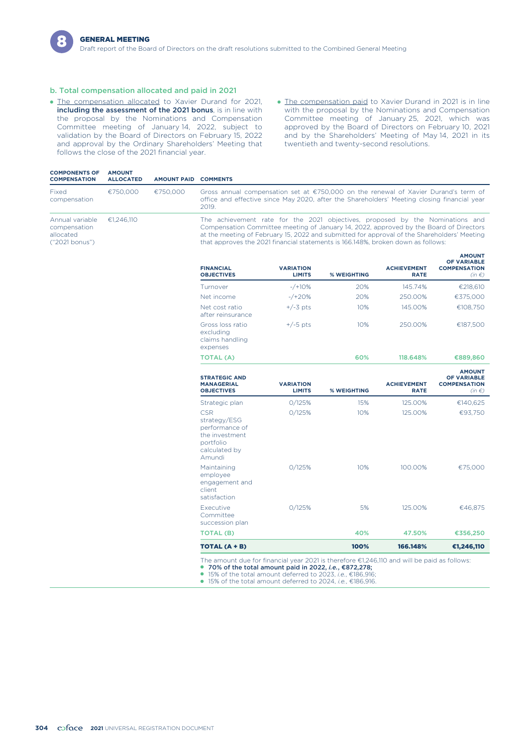### b. Total compensation allocated and paid in 2021

- The compensation allocated to Xavier Durand for 2021, **including the assessment of the 2021 bonus**, is in line with the proposal by the Nominations and Compensation Committee meeting of January 14, 2022, subject to validation by the Board of Directors on February 15, 2022 and approval by the Ordinary Shareholders' Meeting that follows the close of the 2021 financial year.
- The compensation paid to Xavier Durand in 2021 is in line with the proposal by the Nominations and Compensation Committee meeting of January 25, 2021, which was approved by the Board of Directors on February 10, 2021 and by the Shareholders' Meeting of May 14, 2021 in its twentieth and twenty-second resolutions.

| COMPONENTS OF COMPENSATION | AMOUNT ALLOCATED | AMOUNT PAID | COMMENTS |
|---|---|---|---|
| Fixed compensation | €750,000 | €750,000 | Gross annual compensation set at €750,000 on the renewal of Xavier Durand's term of office and effective since May 2020, after the Shareholders' Meeting closing financial year 2019. |
| Annual variable compensation allocated ("2021 bonus") | €1,246,110 | | The achievement rate for the 2021 objectives, proposed by the Nominations and Compensation Committee meeting of January 14, 2022, approved by the Board of Directors at the meeting of February 15, 2022 and submitted for approval of the Shareholders' Meeting that approves the 2021 financial statements is 166.148%, broken down as follows: |

| FINANCIAL OBJECTIVES | VARIATION LIMITS | % WEIGHTING | ACHIEVEMENT RATE | AMOUNT OF VARIABLE COMPENSATION (in €) |
|---|---|---|---|---|
| Turnover | -/+10% | 20% | 145.74% | €218,610 |
| Net income | -/+20% | 20% | 250.00% | €375,000 |
| Net cost ratio after reinsurance | +/-3 pts | 10% | 145.00% | €108,750 |
| Gross loss ratio excluding claims handling expenses | +/-5 pts | 10% | 250.00% | €187,500 |
| **TOTAL (A)** | | **60%** | **118.648%** | **€889,860** |

| STRATEGIC AND MANAGERIAL OBJECTIVES | VARIATION LIMITS | % WEIGHTING | ACHIEVEMENT RATE | AMOUNT OF VARIABLE COMPENSATION (in €) |
|---|---|---|---|---|
| Strategic plan | 0/125% | 15% | 125.00% | €140,625 |
| CSR strategy/ESG performance of the investment portfolio calculated by Amundi | 0/125% | 10% | 125.00% | €93,750 |
| Maintaining employee engagement and client satisfaction | 0/125% | 10% | 100.00% | €75,000 |
| Executive Committee succession plan | 0/125% | 5% | 125.00% | €46,875 |
| **TOTAL (B)** | | **40%** | **47.50%** | **€356,250** |
| **TOTAL (A + B)** | | **100%** | **166.148%** | **€1,246,110** |

The amount due for financial year 2021 is therefore €1,246,110 and will be paid as follows:

- **70% of the total amount paid in 2022, *i.e.*, €872,278;**
- 15% of the total amount deferred to 2023, *i.e.*, €186,916;
- 15% of the total amount deferred to 2024, *i.e.*, €186,916.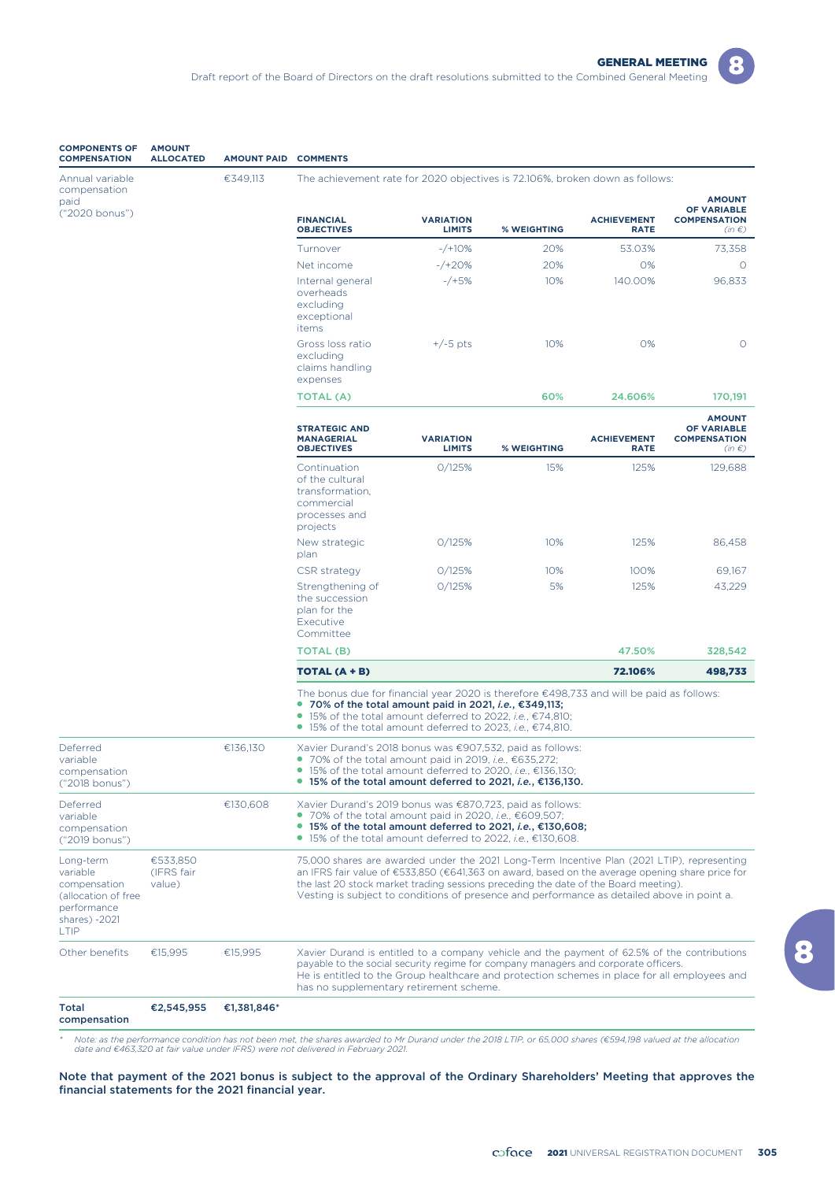| COMPONENTS OF COMPENSATION | AMOUNT ALLOCATED | AMOUNT PAID | COMMENTS |
|---|---|---|---|
| Annual variable compensation paid ("2020 bonus") | | €349,113 | The achievement rate for 2020 objectives is 72.106%, broken down as follows: (see detail tables below)<br><br>The bonus due for financial year 2020 is therefore €498,733 and will be paid as follows:<br>• **70% of the total amount paid in 2021, *i.e.*, €349,113;**<br>• 15% of the total amount deferred to 2022, *i.e.*, €74,810;<br>• 15% of the total amount deferred to 2023, *i.e.*, €74,810. |
| Deferred variable compensation ("2018 bonus") | | €136,130 | Xavier Durand's 2018 bonus was €907,532, paid as follows:<br>• 70% of the total amount paid in 2019, *i.e.*, €635,272;<br>• 15% of the total amount deferred to 2020, *i.e.*, €136,130;<br>• **15% of the total amount deferred to 2021, *i.e.*, €136,130.** |
| Deferred variable compensation ("2019 bonus") | | €130,608 | Xavier Durand's 2019 bonus was €870,723, paid as follows:<br>• 70% of the total amount paid in 2020, *i.e.*, €609,507;<br>• **15% of the total amount deferred to 2021, *i.e.*, €130,608;**<br>• 15% of the total amount deferred to 2022, *i.e.*, €130,608. |
| Long-term variable compensation (allocation of free performance shares) -2021 LTIP | €533,850 (IFRS fair value) | | 75,000 shares are awarded under the 2021 Long-Term Incentive Plan (2021 LTIP), representing an IFRS fair value of €533,850 (€641,363 on award, based on the average opening share price for the last 20 stock market trading sessions preceding the date of the Board meeting). Vesting is subject to conditions of presence and performance as detailed above in point a. |
| Other benefits | €15,995 | €15,995 | Xavier Durand is entitled to a company vehicle and the payment of 62.5% of the contributions payable to the social security regime for company managers and corporate officers. He is entitled to the Group healthcare and protection schemes in place for all employees and has no supplementary retirement scheme. |
| **Total compensation** | **€2,545,955** | **€1,381,846*** | |

| FINANCIAL OBJECTIVES | VARIATION LIMITS | % WEIGHTING | ACHIEVEMENT RATE | AMOUNT OF VARIABLE COMPENSATION *(in €)* |
|---|---|---|---|---|
| Turnover | -/+10% | 20% | 53.03% | 73,358 |
| Net income | -/+20% | 20% | 0% | 0 |
| Internal general overheads excluding exceptional items | -/+5% | 10% | 140.00% | 96,833 |
| Gross loss ratio excluding claims handling expenses | +/-5 pts | 10% | 0% | 0 |
| **TOTAL (A)** | | **60%** | **24.606%** | **170,191** |

| STRATEGIC AND MANAGERIAL OBJECTIVES | VARIATION LIMITS | % WEIGHTING | ACHIEVEMENT RATE | AMOUNT OF VARIABLE COMPENSATION *(in €)* |
|---|---|---|---|---|
| Continuation of the cultural transformation, commercial processes and projects | 0/125% | 15% | 125% | 129,688 |
| New strategic plan | 0/125% | 10% | 125% | 86,458 |
| CSR strategy | 0/125% | 10% | 100% | 69,167 |
| Strengthening of the succession plan for the Executive Committee | 0/125% | 5% | 125% | 43,229 |
| **TOTAL (B)** | | | **47.50%** | **328,542** |
| **TOTAL (A + B)** | | | **72.106%** | **498,733** |

\* *Note: as the performance condition has not been met, the shares awarded to Mr Durand under the 2018 LTIP, or 65,000 shares (€594,198 valued at the allocation date and €463,320 at fair value under IFRS) were not delivered in February 2021.*

**Note that payment of the 2021 bonus is subject to the approval of the Ordinary Shareholders' Meeting that approves the financial statements for the 2021 financial year.**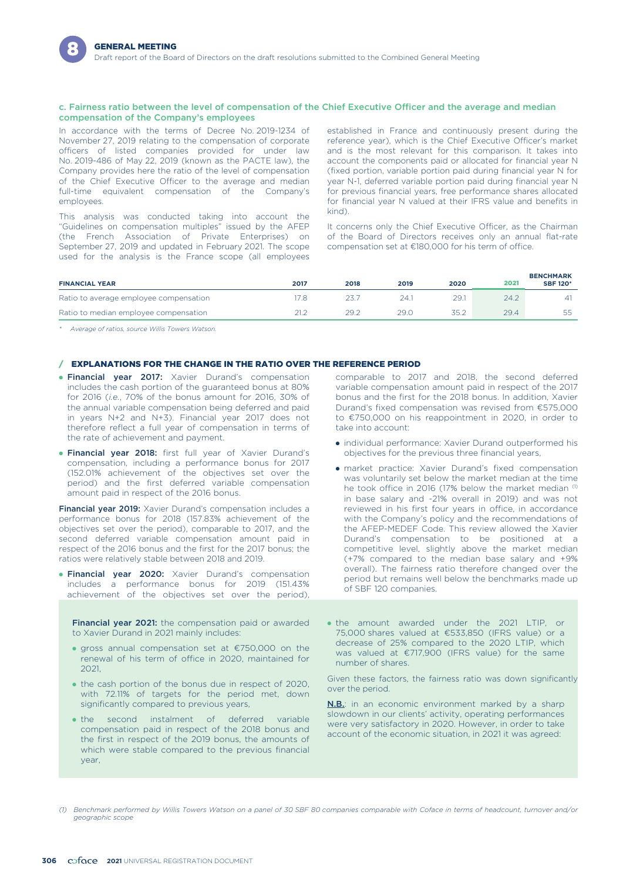### c. Fairness ratio between the level of compensation of the Chief Executive Officer and the average and median compensation of the Company's employees

In accordance with the terms of Decree No. 2019-1234 of November 27, 2019 relating to the compensation of corporate officers of listed companies provided for under law No. 2019-486 of May 22, 2019 (known as the PACTE law), the Company provides here the ratio of the level of compensation of the Chief Executive Officer to the average and median full-time equivalent compensation of the Company's employees.

This analysis was conducted taking into account the "Guidelines on compensation multiples" issued by the AFEP (the French Association of Private Enterprises) on September 27, 2019 and updated in February 2021. The scope used for the analysis is the France scope (all employees established in France and continuously present during the reference year), which is the Chief Executive Officer's market and is the most relevant for this comparison. It takes into account the components paid or allocated for financial year N (fixed portion, variable portion paid during financial year N for year N-1, deferred variable portion paid during financial year N for previous financial years, free performance shares allocated for financial year N valued at their IFRS value and benefits in kind).

It concerns only the Chief Executive Officer, as the Chairman of the Board of Directors receives only an annual flat-rate compensation set at €180,000 for his term of office.

| FINANCIAL YEAR | 2017 | 2018 | 2019 | 2020 | 2021 | BENCHMARK SBF 120* |
|---|---|---|---|---|---|---|
| Ratio to average employee compensation | 17.8 | 23.7 | 24.1 | 29.1 | 24.2 | 41 |
| Ratio to median employee compensation | 21.2 | 29.2 | 29.0 | 35.2 | 29.4 | 55 |

\* *Average of ratios, source Willis Towers Watson.*

#### EXPLANATIONS FOR THE CHANGE IN THE RATIO OVER THE REFERENCE PERIOD

- **Financial year 2017:** Xavier Durand's compensation includes the cash portion of the guaranteed bonus at 80% for 2016 (*i.e.*, 70% of the bonus amount for 2016, 30% of the annual variable compensation being deferred and paid in years N+2 and N+3). Financial year 2017 does not therefore reflect a full year of compensation in terms of the rate of achievement and payment.
- **Financial year 2018:** first full year of Xavier Durand's compensation, including a performance bonus for 2017 (152.01% achievement of the objectives set over the period) and the first deferred variable compensation amount paid in respect of the 2016 bonus.

**Financial year 2019:** Xavier Durand's compensation includes a performance bonus for 2018 (157.83% achievement of the objectives set over the period), comparable to 2017, and the second deferred variable compensation amount paid in respect of the 2016 bonus and the first for the 2017 bonus; the ratios were relatively stable between 2018 and 2019.

- **Financial year 2020:** Xavier Durand's compensation includes a performance bonus for 2019 (151.43% achievement of the objectives set over the period), comparable to 2017 and 2018, the second deferred variable compensation amount paid in respect of the 2017 bonus and the first for the 2018 bonus. In addition, Xavier Durand's fixed compensation was revised from €575,000 to €750,000 on his reappointment in 2020, in order to take into account:
  - individual performance: Xavier Durand outperformed his objectives for the previous three financial years,
  - market practice: Xavier Durand's fixed compensation was voluntarily set below the market median at the time he took office in 2016 (17% below the market median [1] in base salary and -21% overall in 2019) and was not reviewed in his first four years in office, in accordance with the Company's policy and the recommendations of the AFEP-MEDEF Code. This review allowed the Xavier Durand's compensation to be positioned at a competitive level, slightly above the market median (+7% compared to the median base salary and +9% overall). The fairness ratio therefore changed over the period but remains well below the benchmarks made up of SBF 120 companies.

**Financial year 2021:** the compensation paid or awarded to Xavier Durand in 2021 mainly includes:

- gross annual compensation set at €750,000 on the renewal of his term of office in 2020, maintained for 2021,
- the cash portion of the bonus due in respect of 2020, with 72.11% of targets for the period met, down significantly compared to previous years,
- the second instalment of deferred variable compensation paid in respect of the 2018 bonus and the first in respect of the 2019 bonus, the amounts of which were stable compared to the previous financial year,
- the amount awarded under the 2021 LTIP, or 75,000 shares valued at €533,850 (IFRS value) or a decrease of 25% compared to the 2020 LTIP, which was valued at €717,900 (IFRS value) for the same number of shares.

Given these factors, the fairness ratio was down significantly over the period.

N.B.: in an economic environment marked by a sharp slowdown in our clients' activity, operating performances were very satisfactory in 2020. However, in order to take account of the economic situation, in 2021 it was agreed:

(1) *Benchmark performed by Willis Towers Watson on a panel of 30 SBF 80 companies comparable with Coface in terms of headcount, turnover and/or geographic scope*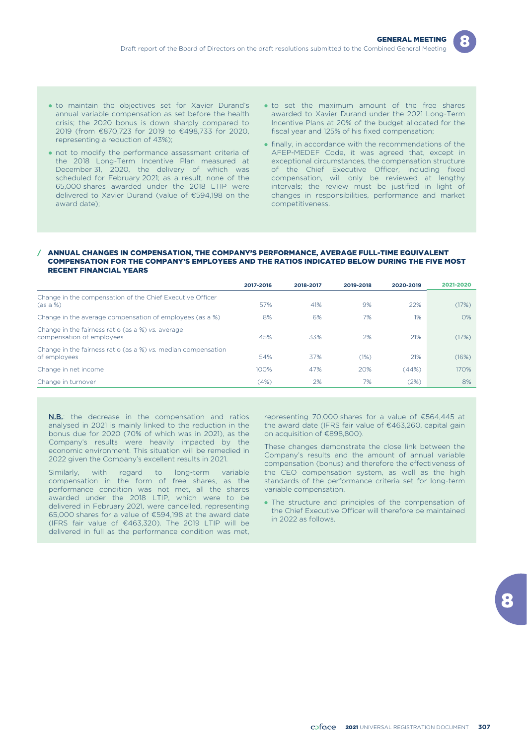- to maintain the objectives set for Xavier Durand's annual variable compensation as set before the health crisis; the 2020 bonus is down sharply compared to 2019 (from €870,723 for 2019 to €498,733 for 2020, representing a reduction of 43%);
- not to modify the performance assessment criteria of the 2018 Long-Term Incentive Plan measured at December 31, 2020, the delivery of which was scheduled for February 2021; as a result, none of the 65,000 shares awarded under the 2018 LTIP were delivered to Xavier Durand (value of €594,198 on the award date);
- to set the maximum amount of the free shares awarded to Xavier Durand under the 2021 Long-Term Incentive Plans at 20% of the budget allocated for the fiscal year and 125% of his fixed compensation;
- finally, in accordance with the recommendations of the AFEP-MEDEF Code, it was agreed that, except in exceptional circumstances, the compensation structure of the Chief Executive Officer, including fixed compensation, will only be reviewed at lengthy intervals; the review must be justified in light of changes in responsibilities, performance and market competitiveness.

## / ANNUAL CHANGES IN COMPENSATION, THE COMPANY'S PERFORMANCE, AVERAGE FULL-TIME EQUIVALENT COMPENSATION FOR THE COMPANY'S EMPLOYEES AND THE RATIOS INDICATED BELOW DURING THE FIVE MOST RECENT FINANCIAL YEARS

| | 2017-2016 | 2018-2017 | 2019-2018 | 2020-2019 | 2021-2020 |
|---|---|---|---|---|---|
| Change in the compensation of the Chief Executive Officer (as a %) | 57% | 41% | 9% | 22% | (17%) |
| Change in the average compensation of employees (as a %) | 8% | 6% | 7% | 1% | 0% |
| Change in the fairness ratio (as a %) *vs.* average compensation of employees | 45% | 33% | 2% | 21% | (17%) |
| Change in the fairness ratio (as a %) *vs.* median compensation of employees | 54% | 37% | (1%) | 21% | (16%) |
| Change in net income | 100% | 47% | 20% | (44%) | 170% |
| Change in turnover | (4%) | 2% | 7% | (2%) | 8% |

**N.B.**: the decrease in the compensation and ratios analysed in 2021 is mainly linked to the reduction in the bonus due for 2020 (70% of which was in 2021), as the Company's results were heavily impacted by the economic environment. This situation will be remedied in 2022 given the Company's excellent results in 2021.

Similarly, with regard to long-term variable compensation in the form of free shares, as the performance condition was not met, all the shares awarded under the 2018 LTIP, which were to be delivered in February 2021, were cancelled, representing 65,000 shares for a value of €594,198 at the award date (IFRS fair value of €463,320). The 2019 LTIP will be delivered in full as the performance condition was met, representing 70,000 shares for a value of €564,445 at the award date (IFRS fair value of €463,260, capital gain on acquisition of €898,800).

These changes demonstrate the close link between the Company's results and the amount of annual variable compensation (bonus) and therefore the effectiveness of the CEO compensation system, as well as the high standards of the performance criteria set for long-term variable compensation.

- The structure and principles of the compensation of the Chief Executive Officer will therefore be maintained in 2022 as follows.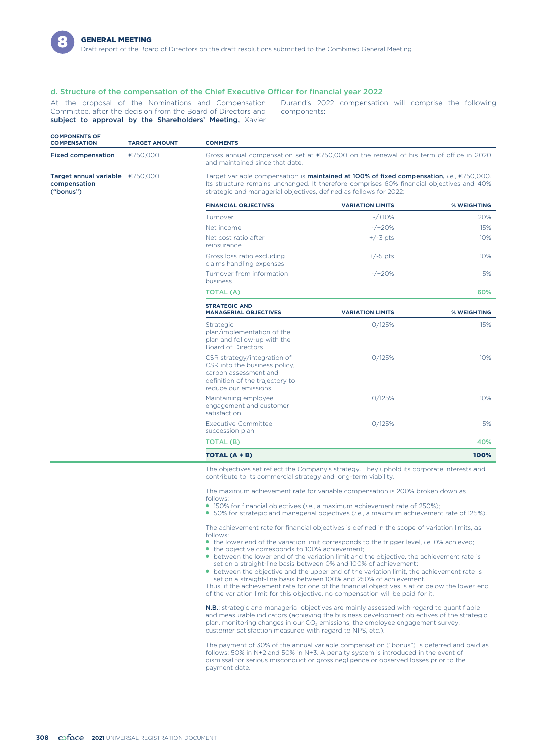### d. Structure of the compensation of the Chief Executive Officer for financial year 2022

At the proposal of the Nominations and Compensation Committee, after the decision from the Board of Directors and **subject to approval by the Shareholders' Meeting,** Xavier Durand's 2022 compensation will comprise the following components:

| COMPONENTS OF COMPENSATION | TARGET AMOUNT | COMMENTS |
|---|---|---|
| **Fixed compensation** | €750,000 | Gross annual compensation set at €750,000 on the renewal of his term of office in 2020 and maintained since that date. |
| **Target annual variable compensation ("bonus")** | €750,000 | Target variable compensation is **maintained at 100% of fixed compensation,** *i.e.*, €750,000. Its structure remains unchanged. It therefore comprises 60% financial objectives and 40% strategic and managerial objectives, defined as follows for 2022: |

| FINANCIAL OBJECTIVES | VARIATION LIMITS | % WEIGHTING |
|---|---|---|
| Turnover | -/+10% | 20% |
| Net income | -/+20% | 15% |
| Net cost ratio after reinsurance | +/-3 pts | 10% |
| Gross loss ratio excluding claims handling expenses | +/-5 pts | 10% |
| Turnover from information business | -/+20% | 5% |
| **TOTAL (A)** | | **60%** |
| **STRATEGIC AND MANAGERIAL OBJECTIVES** | **VARIATION LIMITS** | **% WEIGHTING** |
| Strategic plan/implementation of the plan and follow-up with the Board of Directors | 0/125% | 15% |
| CSR strategy/integration of CSR into the business policy, carbon assessment and definition of the trajectory to reduce our emissions | 0/125% | 10% |
| Maintaining employee engagement and customer satisfaction | 0/125% | 10% |
| Executive Committee succession plan | 0/125% | 5% |
| **TOTAL (B)** | | **40%** |
| **TOTAL (A + B)** | | **100%** |

The objectives set reflect the Company's strategy. They uphold its corporate interests and contribute to its commercial strategy and long-term viability.

The maximum achievement rate for variable compensation is 200% broken down as follows:

- 150% for financial objectives (*i.e.*, a maximum achievement rate of 250%);
- 50% for strategic and managerial objectives (*i.e.*, a maximum achievement rate of 125%).

The achievement rate for financial objectives is defined in the scope of variation limits, as follows:

- the lower end of the variation limit corresponds to the trigger level, *i.e.* 0% achieved;
- the objective corresponds to 100% achievement;
- between the lower end of the variation limit and the objective, the achievement rate is set on a straight-line basis between 0% and 100% of achievement;
- between the objective and the upper end of the variation limit, the achievement rate is set on a straight-line basis between 100% and 250% of achievement.

Thus, if the achievement rate for one of the financial objectives is at or below the lower end of the variation limit for this objective, no compensation will be paid for it.

**N.B.**: strategic and managerial objectives are mainly assessed with regard to quantifiable and measurable indicators (achieving the business development objectives of the strategic plan, monitoring changes in our $CO_2$ emissions, the employee engagement survey, customer satisfaction measured with regard to NPS, etc.).

The payment of 30% of the annual variable compensation ("bonus") is deferred and paid as follows: 50% in N+2 and 50% in N+3. A penalty system is introduced in the event of dismissal for serious misconduct or gross negligence or observed losses prior to the payment date.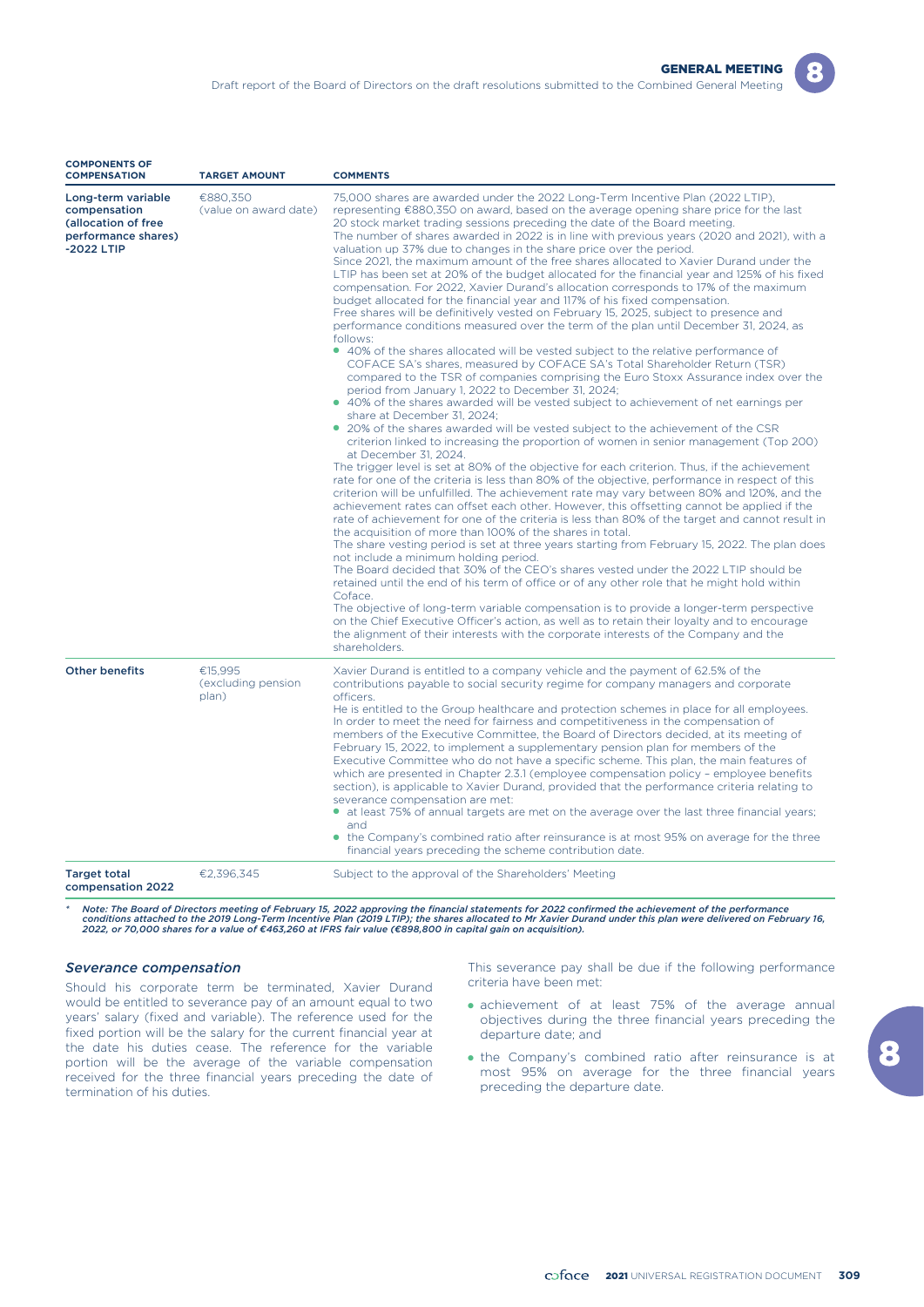| COMPONENTS OF COMPENSATION | TARGET AMOUNT | COMMENTS |
|---|---|---|
| **Long-term variable compensation (allocation of free performance shares) -2022 LTIP** | €880,350 (value on award date) | 75,000 shares are awarded under the 2022 Long-Term Incentive Plan (2022 LTIP), representing €880,350 on award, based on the average opening share price for the last 20 stock market trading sessions preceding the date of the Board meeting.<br>The number of shares awarded in 2022 is in line with previous years (2020 and 2021), with a valuation up 37% due to changes in the share price over the period.<br>Since 2021, the maximum amount of the free shares allocated to Xavier Durand under the LTIP has been set at 20% of the budget allocated for the financial year and 125% of his fixed compensation. For 2022, Xavier Durand's allocation corresponds to 17% of the maximum budget allocated for the financial year and 117% of his fixed compensation.<br>Free shares will be definitively vested on February 15, 2025, subject to presence and performance conditions measured over the term of the plan until December 31, 2024, as follows:<br>• 40% of the shares allocated will be vested subject to the relative performance of COFACE SA's shares, measured by COFACE SA's Total Shareholder Return (TSR) compared to the TSR of companies comprising the Euro Stoxx Assurance index over the period from January 1, 2022 to December 31, 2024;<br>• 40% of the shares awarded will be vested subject to achievement of net earnings per share at December 31, 2024;<br>• 20% of the shares awarded will be vested subject to the achievement of the CSR criterion linked to increasing the proportion of women in senior management (Top 200) at December 31, 2024.<br>The trigger level is set at 80% of the objective for each criterion. Thus, if the achievement rate for one of the criteria is less than 80% of the objective, performance in respect of this criterion will be unfulfilled. The achievement rate may vary between 80% and 120%, and the achievement rates can offset each other. However, this offsetting cannot be applied if the rate of achievement for one of the criteria is less than 80% of the target and cannot result in the acquisition of more than 100% of the shares in total.<br>The share vesting period is set at three years starting from February 15, 2022. The plan does not include a minimum holding period.<br>The Board decided that 30% of the CEO's shares vested under the 2022 LTIP should be retained until the end of his term of office or of any other role that he might hold within Coface.<br>The objective of long-term variable compensation is to provide a longer-term perspective on the Chief Executive Officer's action, as well as to retain their loyalty and to encourage the alignment of their interests with the corporate interests of the Company and the shareholders. |
| **Other benefits** | €15,995 (excluding pension plan) | Xavier Durand is entitled to a company vehicle and the payment of 62.5% of the contributions payable to social security regime for company managers and corporate officers.<br>He is entitled to the Group healthcare and protection schemes in place for all employees.<br>In order to meet the need for fairness and competitiveness in the compensation of members of the Executive Committee, the Board of Directors decided, at its meeting of February 15, 2022, to implement a supplementary pension plan for members of the Executive Committee who do not have a specific scheme. This plan, the main features of which are presented in Chapter 2.3.1 (employee compensation policy – employee benefits section), is applicable to Xavier Durand, provided that the performance criteria relating to severance compensation are met:<br>• at least 75% of annual targets are met on the average over the last three financial years; and<br>• the Company's combined ratio after reinsurance is at most 95% on average for the three financial years preceding the scheme contribution date. |
| **Target total compensation 2022** | €2,396,345 | Subject to the approval of the Shareholders' Meeting |

\* *Note: The Board of Directors meeting of February 15, 2022 approving the financial statements for 2022 confirmed the achievement of the performance conditions attached to the 2019 Long-Term Incentive Plan (2019 LTIP); the shares allocated to Mr Xavier Durand under this plan were delivered on February 16, 2022, or 70,000 shares for a value of €463,260 at IFRS fair value (€898,800 in capital gain on acquisition).*

### *Severance compensation*

Should his corporate term be terminated, Xavier Durand would be entitled to severance pay of an amount equal to two years' salary (fixed and variable). The reference used for the fixed portion will be the salary for the current financial year at the date his duties cease. The reference for the variable portion will be the average of the variable compensation received for the three financial years preceding the date of termination of his duties.

This severance pay shall be due if the following performance criteria have been met:

- achievement of at least 75% of the average annual objectives during the three financial years preceding the departure date; and
- the Company's combined ratio after reinsurance is at most 95% on average for the three financial years preceding the departure date.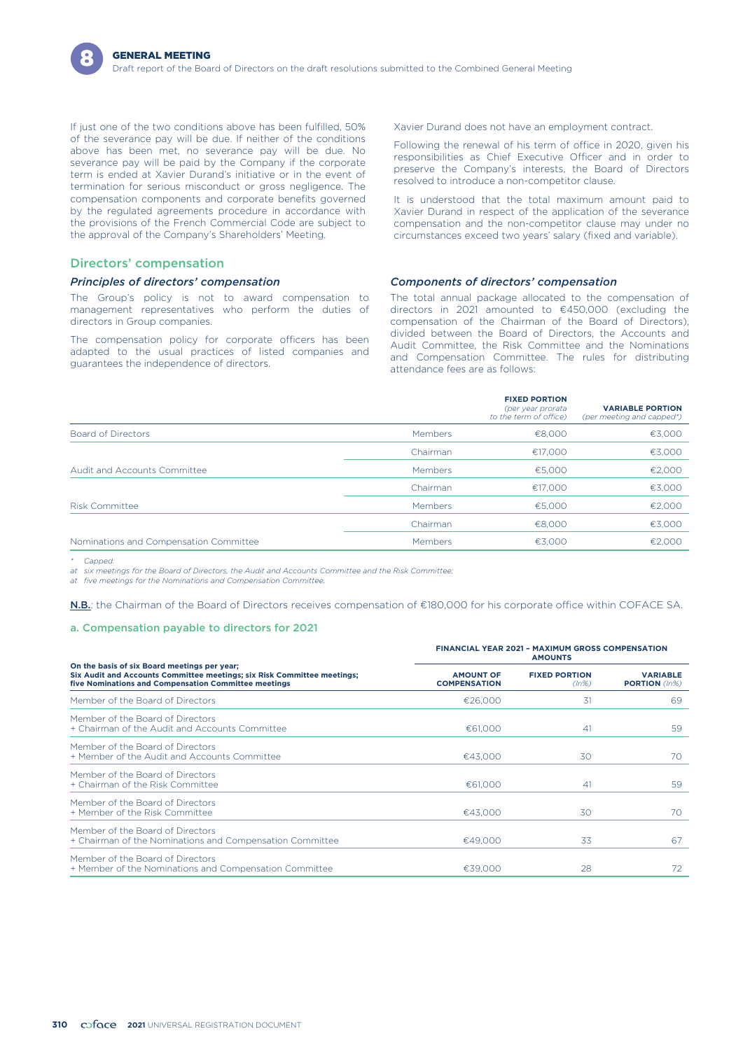If just one of the two conditions above has been fulfilled, 50% of the severance pay will be due. If neither of the conditions above has been met, no severance pay will be due. No severance pay will be paid by the Company if the corporate term is ended at Xavier Durand's initiative or in the event of termination for serious misconduct or gross negligence. The compensation components and corporate benefits governed by the regulated agreements procedure in accordance with the provisions of the French Commercial Code are subject to the approval of the Company's Shareholders' Meeting.

Xavier Durand does not have an employment contract.

Following the renewal of his term of office in 2020, given his responsibilities as Chief Executive Officer and in order to preserve the Company's interests, the Board of Directors resolved to introduce a non-competitor clause.

It is understood that the total maximum amount paid to Xavier Durand in respect of the application of the severance compensation and the non-competitor clause may under no circumstances exceed two years' salary (fixed and variable).

## Directors' compensation

### *Principles of directors' compensation*

The Group's policy is not to award compensation to management representatives who perform the duties of directors in Group companies.

The compensation policy for corporate officers has been adapted to the usual practices of listed companies and guarantees the independence of directors.

### *Components of directors' compensation*

The total annual package allocated to the compensation of directors in 2021 amounted to €450,000 (excluding the compensation of the Chairman of the Board of Directors), divided between the Board of Directors, the Accounts and Audit Committee, the Risk Committee and the Nominations and Compensation Committee. The rules for distributing attendance fees are as follows:

| | | FIXED PORTION *(per year prorata to the term of office)* | VARIABLE PORTION *(per meeting and capped*)* |
|---|---|---|---|
| Board of Directors | Members | €8,000 | €3,000 |
| | Chairman | €17,000 | €3,000 |
| Audit and Accounts Committee | Members | €5,000 | €2,000 |
| | Chairman | €17,000 | €3,000 |
| Risk Committee | Members | €5,000 | €2,000 |
| | Chairman | €8,000 | €3,000 |
| Nominations and Compensation Committee | Members | €3,000 | €2,000 |

\* *Capped:*
*at six meetings for the Board of Directors, the Audit and Accounts Committee and the Risk Committee;*
*at five meetings for the Nominations and Compensation Committee.*

**N.B.**: the Chairman of the Board of Directors receives compensation of €180,000 for his corporate office within COFACE SA.

### a. Compensation payable to directors for 2021

| On the basis of six Board meetings per year; Six Audit and Accounts Committee meetings; six Risk Committee meetings; five Nominations and Compensation Committee meetings | FINANCIAL YEAR 2021 – MAXIMUM GROSS COMPENSATION AMOUNTS | | |
|---|---|---|---|
| | AMOUNT OF COMPENSATION | FIXED PORTION *(In%)* | VARIABLE PORTION *(In%)* |
| Member of the Board of Directors | €26,000 | 31 | 69 |
| Member of the Board of Directors + Chairman of the Audit and Accounts Committee | €61,000 | 41 | 59 |
| Member of the Board of Directors + Member of the Audit and Accounts Committee | €43,000 | 30 | 70 |
| Member of the Board of Directors + Chairman of the Risk Committee | €61,000 | 41 | 59 |
| Member of the Board of Directors + Member of the Risk Committee | €43,000 | 30 | 70 |
| Member of the Board of Directors + Chairman of the Nominations and Compensation Committee | €49,000 | 33 | 67 |
| Member of the Board of Directors + Member of the Nominations and Compensation Committee | €39,000 | 28 | 72 |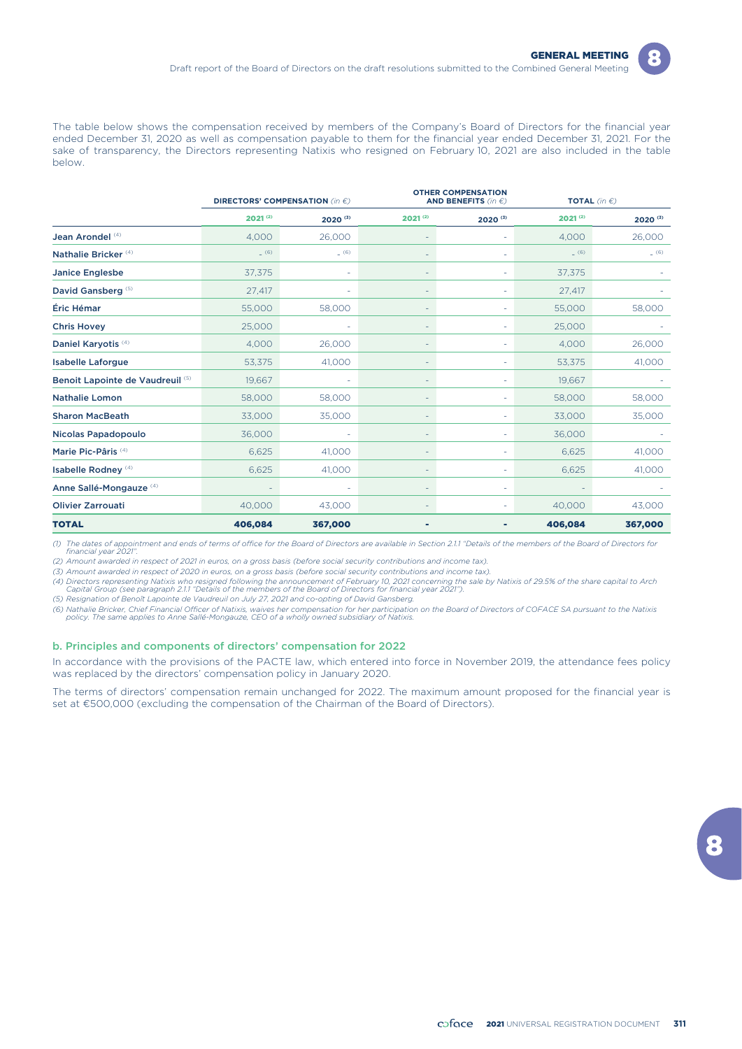The table below shows the compensation received by members of the Company's Board of Directors for the financial year ended December 31, 2020 as well as compensation payable to them for the financial year ended December 31, 2021. For the sake of transparency, the Directors representing Natixis who resigned on February 10, 2021 are also included in the table below.

| | DIRECTORS' COMPENSATION *(in €)* | | OTHER COMPENSATION AND BENEFITS *(in €)* | | TOTAL *(in €)* | |
|---|---|---|---|---|---|---|
| | 2021 [(2)] | 2020 [(3)] | 2021 [(2)] | 2020 [(3)] | 2021 [(2)] | 2020 [(3)] |
| **Jean Arondel** [(4)] | 4,000 | 26,000 | - | - | 4,000 | 26,000 |
| **Nathalie Bricker** [(4)] | - [(6)] | - [(6)] | - | - | - [(6)] | - [(6)] |
| **Janice Englesbe** | 37,375 | - | - | - | 37,375 | - |
| **David Gansberg** [(5)] | 27,417 | - | - | - | 27,417 | - |
| **Éric Hémar** | 55,000 | 58,000 | - | - | 55,000 | 58,000 |
| **Chris Hovey** | 25,000 | - | - | - | 25,000 | - |
| **Daniel Karyotis** [(4)] | 4,000 | 26,000 | - | - | 4,000 | 26,000 |
| **Isabelle Laforgue** | 53,375 | 41,000 | - | - | 53,375 | 41,000 |
| **Benoit Lapointe de Vaudreuil** [(5)] | 19,667 | - | - | - | 19,667 | - |
| **Nathalie Lomon** | 58,000 | 58,000 | - | - | 58,000 | 58,000 |
| **Sharon MacBeath** | 33,000 | 35,000 | - | - | 33,000 | 35,000 |
| **Nicolas Papadopoulo** | 36,000 | - | - | - | 36,000 | - |
| **Marie Pic-Pâris** [(4)] | 6,625 | 41,000 | - | - | 6,625 | 41,000 |
| **Isabelle Rodney** [(4)] | 6,625 | 41,000 | - | - | 6,625 | 41,000 |
| **Anne Sallé-Mongauze** [(4)] | - | - | - | - | - | - |
| **Olivier Zarrouati** | 40,000 | 43,000 | - | - | 40,000 | 43,000 |
| **TOTAL** | **406,084** | **367,000** | **-** | **-** | **406,084** | **367,000** |

*(1) The dates of appointment and ends of terms of office for the Board of Directors are available in Section 2.1.1 "Details of the members of the Board of Directors for financial year 2021".*

*(2) Amount awarded in respect of 2021 in euros, on a gross basis (before social security contributions and income tax).*

*(3) Amount awarded in respect of 2020 in euros, on a gross basis (before social security contributions and income tax).*

*(4) Directors representing Natixis who resigned following the announcement of February 10, 2021 concerning the sale by Natixis of 29.5% of the share capital to Arch Capital Group (see paragraph 2.1.1 "Details of the members of the Board of Directors for financial year 2021").*

*(5) Resignation of Benoît Lapointe de Vaudreuil on July 27, 2021 and co-opting of David Gansberg.*

*(6) Nathalie Bricker, Chief Financial Officer of Natixis, waives her compensation for her participation on the Board of Directors of COFACE SA pursuant to the Natixis policy. The same applies to Anne Sallé-Mongauze, CEO of a wholly owned subsidiary of Natixis.*

### b. Principles and components of directors' compensation for 2022

In accordance with the provisions of the PACTE law, which entered into force in November 2019, the attendance fees policy was replaced by the directors' compensation policy in January 2020.

The terms of directors' compensation remain unchanged for 2022. The maximum amount proposed for the financial year is set at €500,000 (excluding the compensation of the Chairman of the Board of Directors).